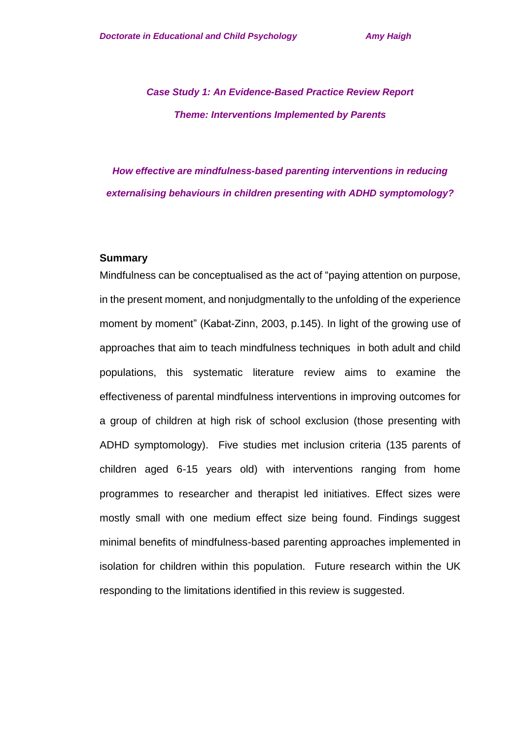*Case Study 1: An Evidence-Based Practice Review Report*

*Theme: Interventions Implemented by Parents*

# *How effective are mindfulness-based parenting interventions in reducing externalising behaviours in children presenting with ADHD symptomology?*

## Summary

Mindfulness can be conceptualised as the act of "paying attention on purpose, in the present moment, and nonjudgmentally to the unfolding of the experience moment by moment" (Kabat-Zinn, 2003, p.145). In light of the growing use of approaches that aim to teach mindfulness techniques in both adult and child populations, this systematic literature review aims to examine the effectiveness of parental mindfulness interventions in improving outcomes for a group of children at high risk of school exclusion (those presenting with ADHD symptomology). Five studies met inclusion criteria (135 parents of children aged 6-15 years old) with interventions ranging from home programmes to researcher and therapist led initiatives. Effect sizes were mostly small with one medium effect size being found. Findings suggest minimal benefits of mindfulness-based parenting approaches implemented in isolation for children within this population. Future research within the UK responding to the limitations identified in this review is suggested.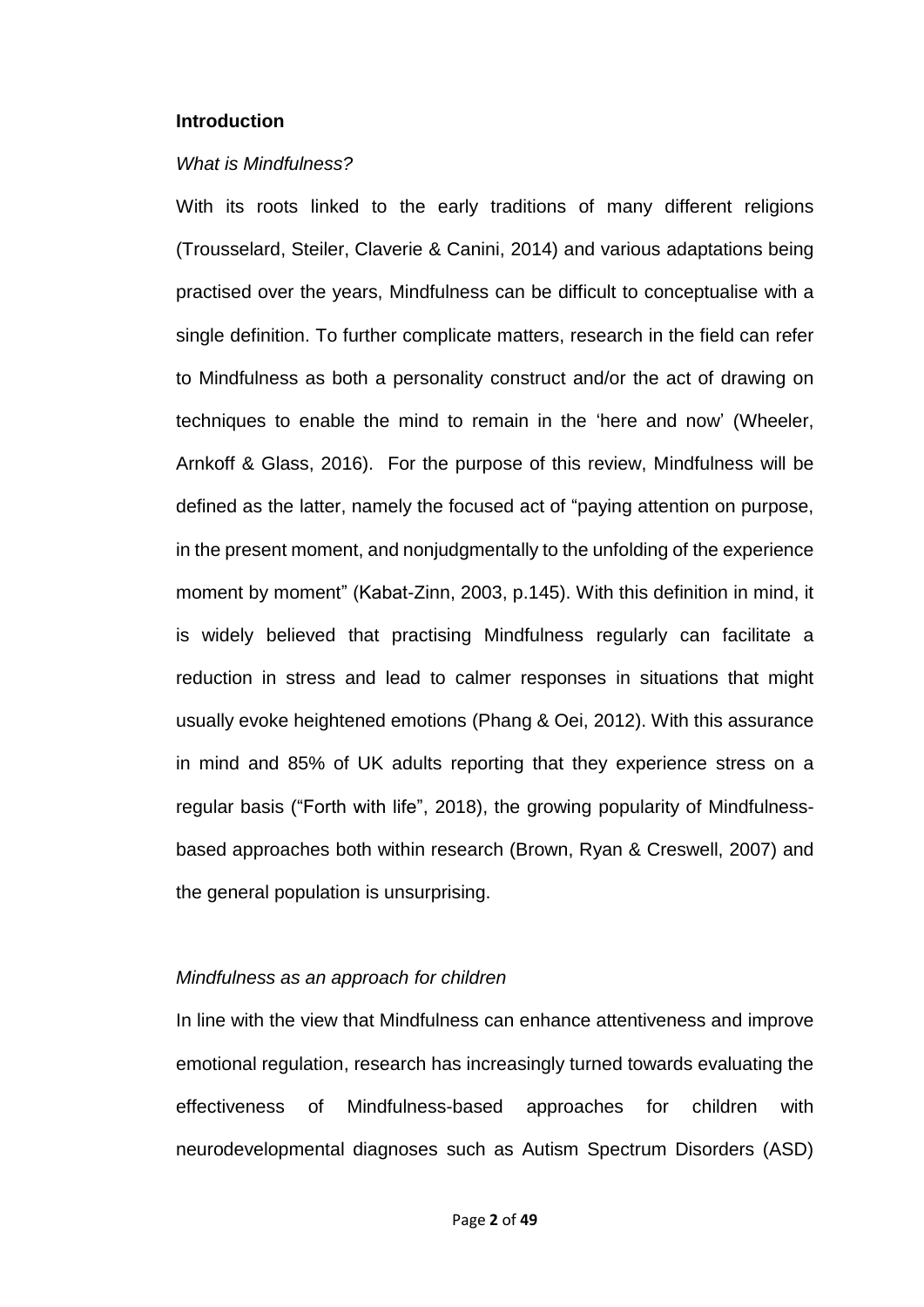## Introduction

*What is Mindfulness?*

With its roots linked to the early traditions of many different religions (Trousselard, Steiler, Claverie & Canini, 2014) and various adaptations being practised over the years, Mindfulness can be difficult to conceptualise with a single definition. To further complicate matters, research in the field can refer to Mindfulness as both a personality construct and/or the act of drawing on techniques to enable the mind to remain in the 'here and now' (Wheeler, Arnkoff & Glass, 2016). For the purpose of this review, Mindfulness will be defined as the latter, namely the focused act of "paying attention on purpose, in the present moment, and nonjudgmentally to the unfolding of the experience moment by moment" (Kabat-Zinn, 2003, p.145). With this definition in mind, it is widely believed that practising Mindfulness regularly can facilitate a reduction in stress and lead to calmer responses in situations that might usually evoke heightened emotions (Phang & Oei, 2012). With this assurance in mind and 85% of UK adults reporting that they experience stress on a regular basis ("Forth with life", 2018), the growing popularity of Mindfulness-based approaches both within research (Brown, Ryan & Creswell, 2007) and the general population is unsurprising.

*Mindfulness as an approach for children*

In line with the view that Mindfulness can enhance attentiveness and improve emotional regulation, research has increasingly turned towards evaluating the effectiveness of Mindfulness-based approaches for children with neurodevelopmental diagnoses such as Autism Spectrum Disorders (ASD)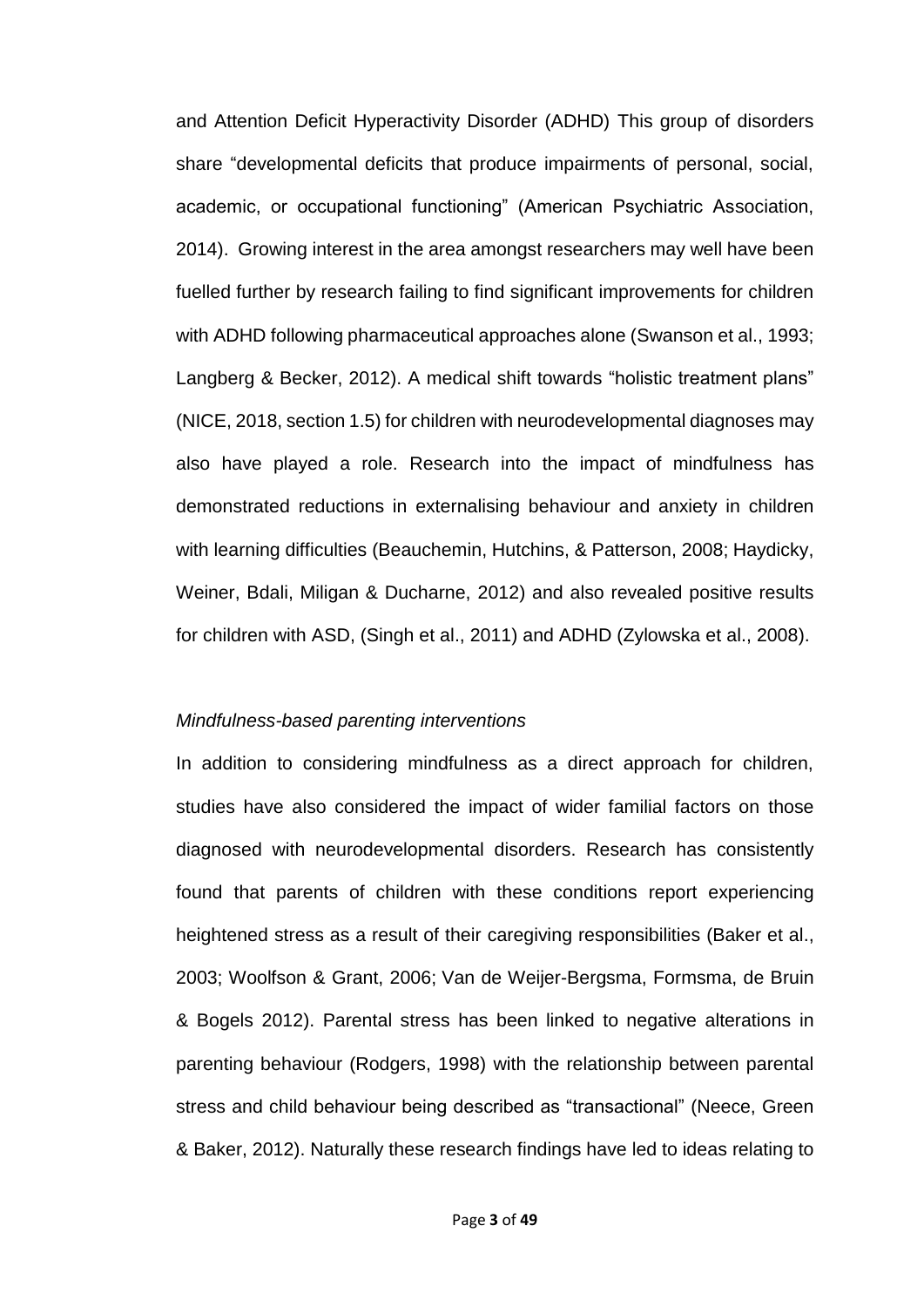and Attention Deficit Hyperactivity Disorder (ADHD) This group of disorders share "developmental deficits that produce impairments of personal, social, academic, or occupational functioning" (American Psychiatric Association, 2014). Growing interest in the area amongst researchers may well have been fuelled further by research failing to find significant improvements for children with ADHD following pharmaceutical approaches alone (Swanson et al., 1993; Langberg & Becker, 2012). A medical shift towards "holistic treatment plans" (NICE, 2018, section 1.5) for children with neurodevelopmental diagnoses may also have played a role. Research into the impact of mindfulness has demonstrated reductions in externalising behaviour and anxiety in children with learning difficulties (Beauchemin, Hutchins, & Patterson, 2008; Haydicky, Weiner, Bdali, Miligan & Ducharne, 2012) and also revealed positive results for children with ASD, (Singh et al., 2011) and ADHD (Zylowska et al., 2008).

*Mindfulness-based parenting interventions*

In addition to considering mindfulness as a direct approach for children, studies have also considered the impact of wider familial factors on those diagnosed with neurodevelopmental disorders. Research has consistently found that parents of children with these conditions report experiencing heightened stress as a result of their caregiving responsibilities (Baker et al., 2003; Woolfson & Grant, 2006; Van de Weijer-Bergsma, Formsma, de Bruin & Bogels 2012). Parental stress has been linked to negative alterations in parenting behaviour (Rodgers, 1998) with the relationship between parental stress and child behaviour being described as "transactional" (Neece, Green & Baker, 2012). Naturally these research findings have led to ideas relating to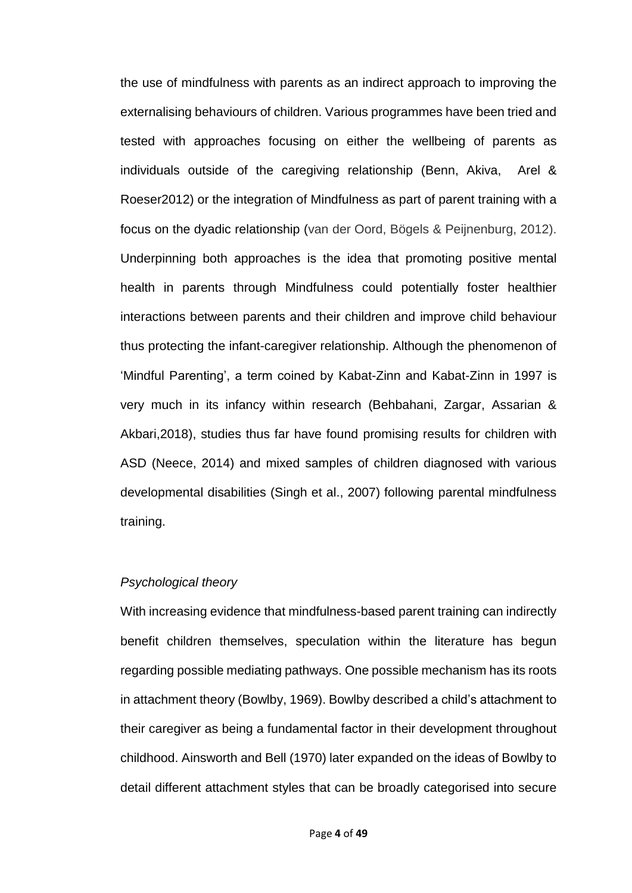the use of mindfulness with parents as an indirect approach to improving the externalising behaviours of children. Various programmes have been tried and tested with approaches focusing on either the wellbeing of parents as individuals outside of the caregiving relationship (Benn, Akiva, Arel & Roeser2012) or the integration of Mindfulness as part of parent training with a focus on the dyadic relationship (van der Oord, Bögels & Peijnenburg, 2012). Underpinning both approaches is the idea that promoting positive mental health in parents through Mindfulness could potentially foster healthier interactions between parents and their children and improve child behaviour thus protecting the infant-caregiver relationship. Although the phenomenon of 'Mindful Parenting', a term coined by Kabat-Zinn and Kabat-Zinn in 1997 is very much in its infancy within research (Behbahani, Zargar, Assarian & Akbari,2018), studies thus far have found promising results for children with ASD (Neece, 2014) and mixed samples of children diagnosed with various developmental disabilities (Singh et al., 2007) following parental mindfulness training.

*Psychological theory*

With increasing evidence that mindfulness-based parent training can indirectly benefit children themselves, speculation within the literature has begun regarding possible mediating pathways. One possible mechanism has its roots in attachment theory (Bowlby, 1969). Bowlby described a child's attachment to their caregiver as being a fundamental factor in their development throughout childhood. Ainsworth and Bell (1970) later expanded on the ideas of Bowlby to detail different attachment styles that can be broadly categorised into secure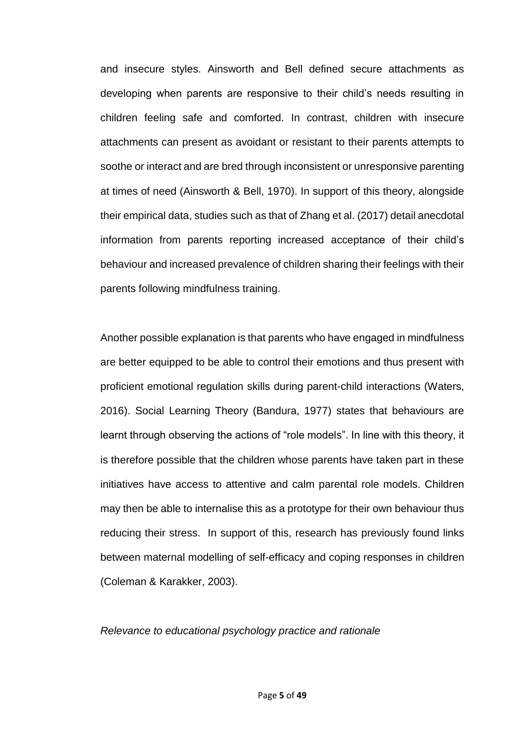and insecure styles. Ainsworth and Bell defined secure attachments as developing when parents are responsive to their child's needs resulting in children feeling safe and comforted. In contrast, children with insecure attachments can present as avoidant or resistant to their parents attempts to soothe or interact and are bred through inconsistent or unresponsive parenting at times of need (Ainsworth & Bell, 1970). In support of this theory, alongside their empirical data, studies such as that of Zhang et al. (2017) detail anecdotal information from parents reporting increased acceptance of their child's behaviour and increased prevalence of children sharing their feelings with their parents following mindfulness training.

Another possible explanation is that parents who have engaged in mindfulness are better equipped to be able to control their emotions and thus present with proficient emotional regulation skills during parent-child interactions (Waters, 2016). Social Learning Theory (Bandura, 1977) states that behaviours are learnt through observing the actions of "role models". In line with this theory, it is therefore possible that the children whose parents have taken part in these initiatives have access to attentive and calm parental role models. Children may then be able to internalise this as a prototype for their own behaviour thus reducing their stress. In support of this, research has previously found links between maternal modelling of self-efficacy and coping responses in children (Coleman & Karakker, 2003).

*Relevance to educational psychology practice and rationale*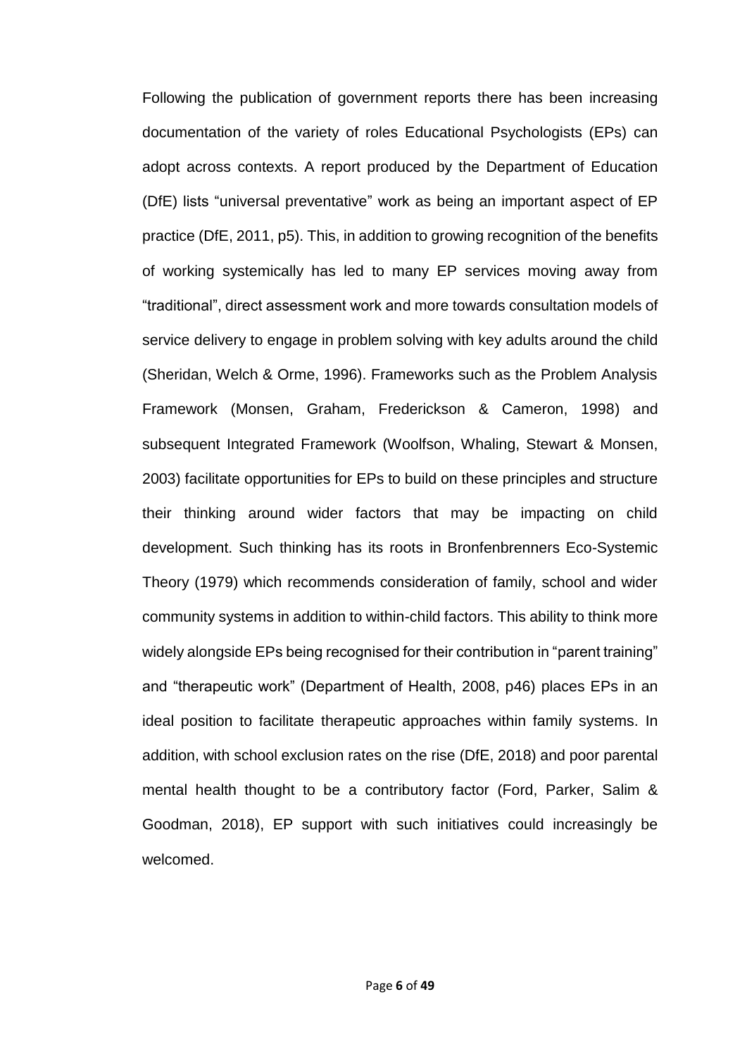Following the publication of government reports there has been increasing documentation of the variety of roles Educational Psychologists (EPs) can adopt across contexts. A report produced by the Department of Education (DfE) lists "universal preventative" work as being an important aspect of EP practice (DfE, 2011, p5). This, in addition to growing recognition of the benefits of working systemically has led to many EP services moving away from "traditional", direct assessment work and more towards consultation models of service delivery to engage in problem solving with key adults around the child (Sheridan, Welch & Orme, 1996). Frameworks such as the Problem Analysis Framework (Monsen, Graham, Frederickson & Cameron, 1998) and subsequent Integrated Framework (Woolfson, Whaling, Stewart & Monsen, 2003) facilitate opportunities for EPs to build on these principles and structure their thinking around wider factors that may be impacting on child development. Such thinking has its roots in Bronfenbrenners Eco-Systemic Theory (1979) which recommends consideration of family, school and wider community systems in addition to within-child factors. This ability to think more widely alongside EPs being recognised for their contribution in "parent training" and "therapeutic work" (Department of Health, 2008, p46) places EPs in an ideal position to facilitate therapeutic approaches within family systems. In addition, with school exclusion rates on the rise (DfE, 2018) and poor parental mental health thought to be a contributory factor (Ford, Parker, Salim & Goodman, 2018), EP support with such initiatives could increasingly be welcomed.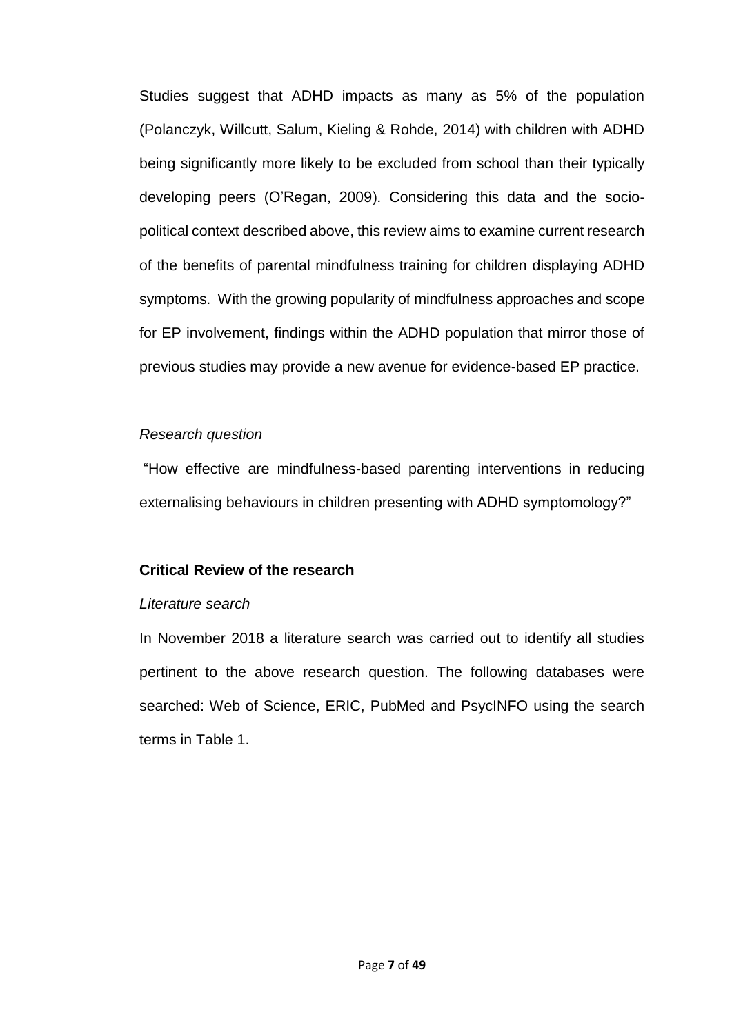Studies suggest that ADHD impacts as many as 5% of the population (Polanczyk, Willcutt, Salum, Kieling & Rohde, 2014) with children with ADHD being significantly more likely to be excluded from school than their typically developing peers (O'Regan, 2009). Considering this data and the socio-political context described above, this review aims to examine current research of the benefits of parental mindfulness training for children displaying ADHD symptoms. With the growing popularity of mindfulness approaches and scope for EP involvement, findings within the ADHD population that mirror those of previous studies may provide a new avenue for evidence-based EP practice.

*Research question*

"How effective are mindfulness-based parenting interventions in reducing externalising behaviours in children presenting with ADHD symptomology?"

**Critical Review of the research**

*Literature search*

In November 2018 a literature search was carried out to identify all studies pertinent to the above research question. The following databases were searched: Web of Science, ERIC, PubMed and PsycINFO using the search terms in Table 1.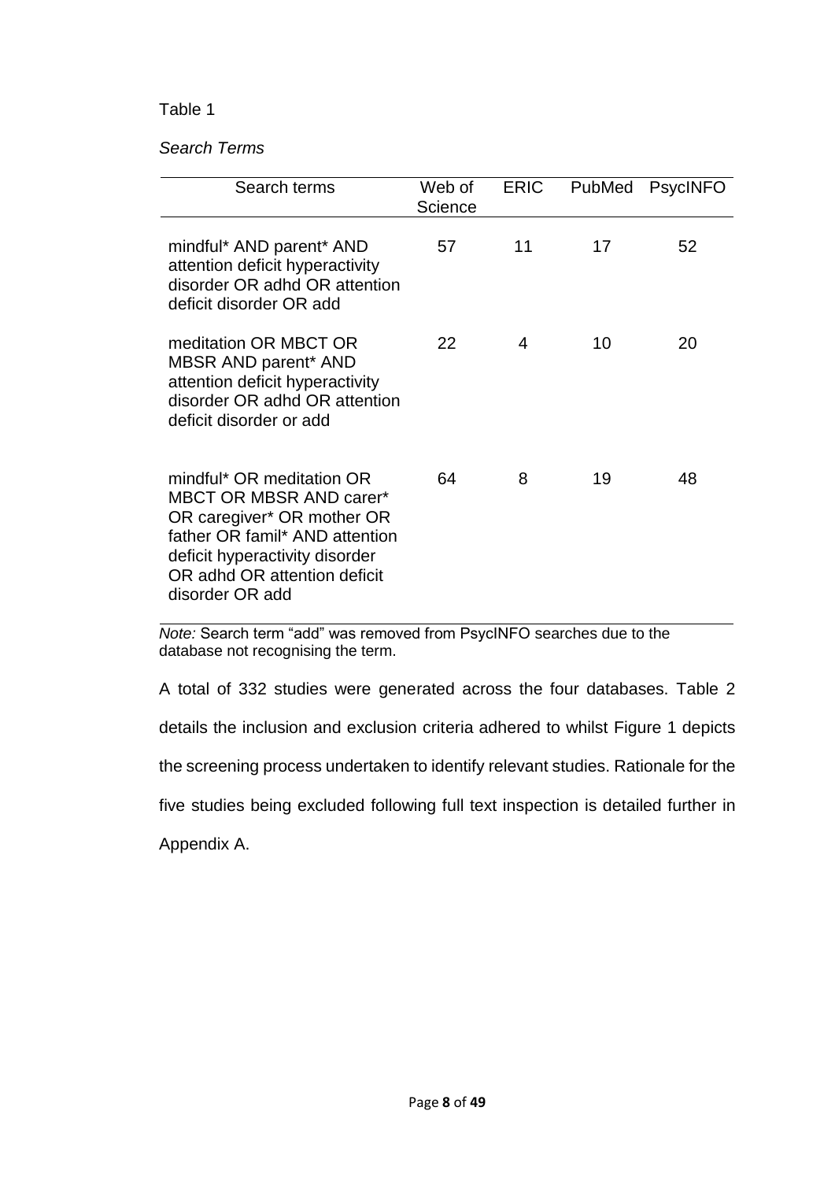Table 1

*Search Terms*

| Search terms | Web of Science | ERIC | PubMed | PsycINFO |
| --- | --- | --- | --- | --- |
| mindful* AND parent* AND attention deficit hyperactivity disorder OR adhd OR attention deficit disorder OR add | 57 | 11 | 17 | 52 |
| meditation OR MBCT OR MBSR AND parent* AND attention deficit hyperactivity disorder OR adhd OR attention deficit disorder or add | 22 | 4 | 10 | 20 |
| mindful* OR meditation OR MBCT OR MBSR AND carer* OR caregiver* OR mother OR father OR famil* AND attention deficit hyperactivity disorder OR adhd OR attention deficit disorder OR add | 64 | 8 | 19 | 48 |

*Note:* Search term "add" was removed from PsycINFO searches due to the database not recognising the term.

A total of 332 studies were generated across the four databases. Table 2 details the inclusion and exclusion criteria adhered to whilst Figure 1 depicts the screening process undertaken to identify relevant studies. Rationale for the five studies being excluded following full text inspection is detailed further in Appendix A.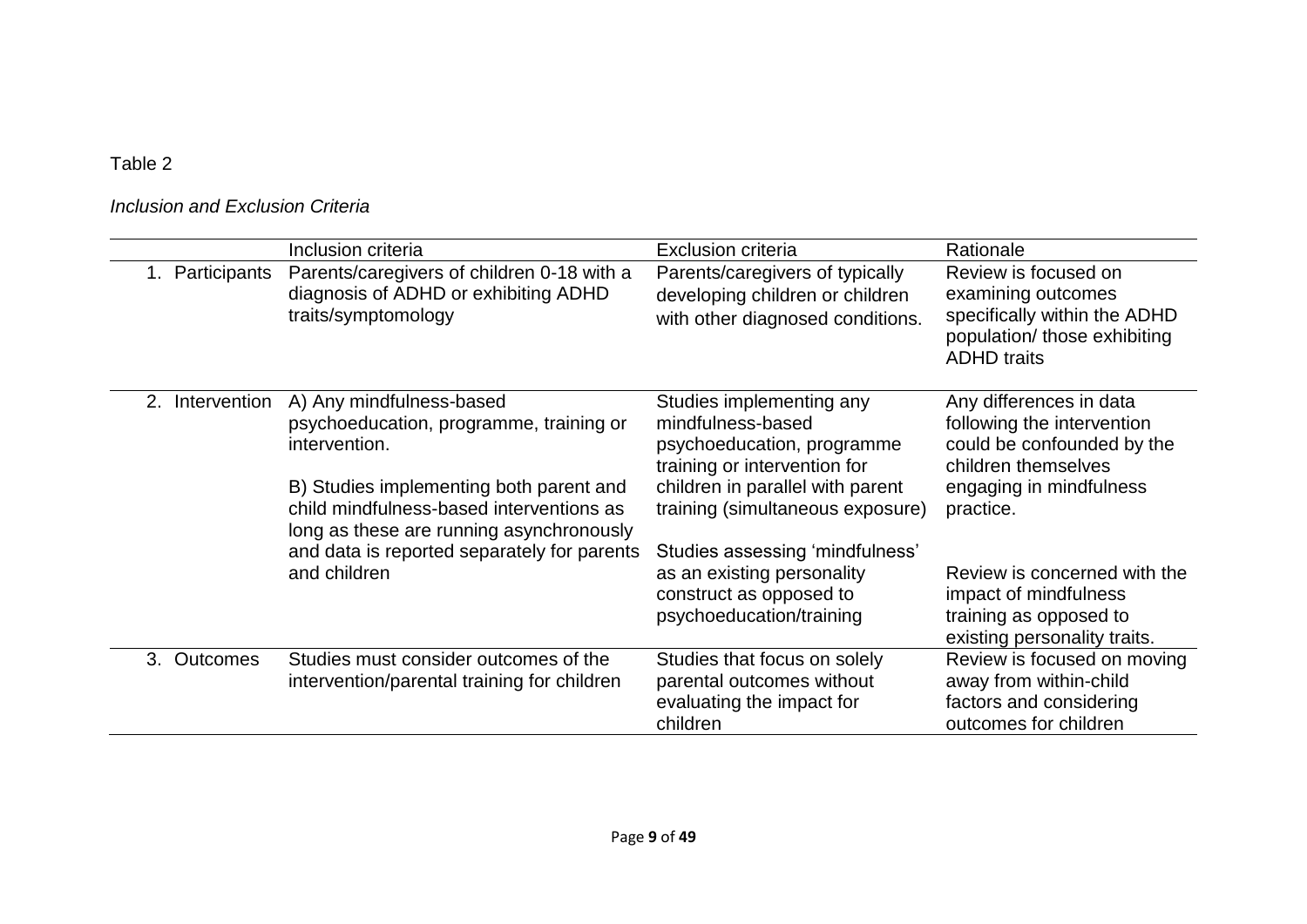Table 2

*Inclusion and Exclusion Criteria*

| | Inclusion criteria | Exclusion criteria | Rationale |
|---|---|---|---|
| 1. Participants | Parents/caregivers of children 0-18 with a diagnosis of ADHD or exhibiting ADHD traits/symptomology | Parents/caregivers of typically developing children or children with other diagnosed conditions. | Review is focused on examining outcomes specifically within the ADHD population/ those exhibiting ADHD traits |
| 2. Intervention | A) Any mindfulness-based psychoeducation, programme, training or intervention.<br><br>B) Studies implementing both parent and child mindfulness-based interventions as long as these are running asynchronously and data is reported separately for parents and children | Studies implementing any mindfulness-based psychoeducation, programme training or intervention for children in parallel with parent training (simultaneous exposure)<br><br>Studies assessing 'mindfulness' as an existing personality construct as opposed to psychoeducation/training | Any differences in data following the intervention could be confounded by the children themselves engaging in mindfulness practice.<br><br>Review is concerned with the impact of mindfulness training as opposed to existing personality traits. |
| 3. Outcomes | Studies must consider outcomes of the intervention/parental training for children | Studies that focus on solely parental outcomes without evaluating the impact for children | Review is focused on moving away from within-child factors and considering outcomes for children |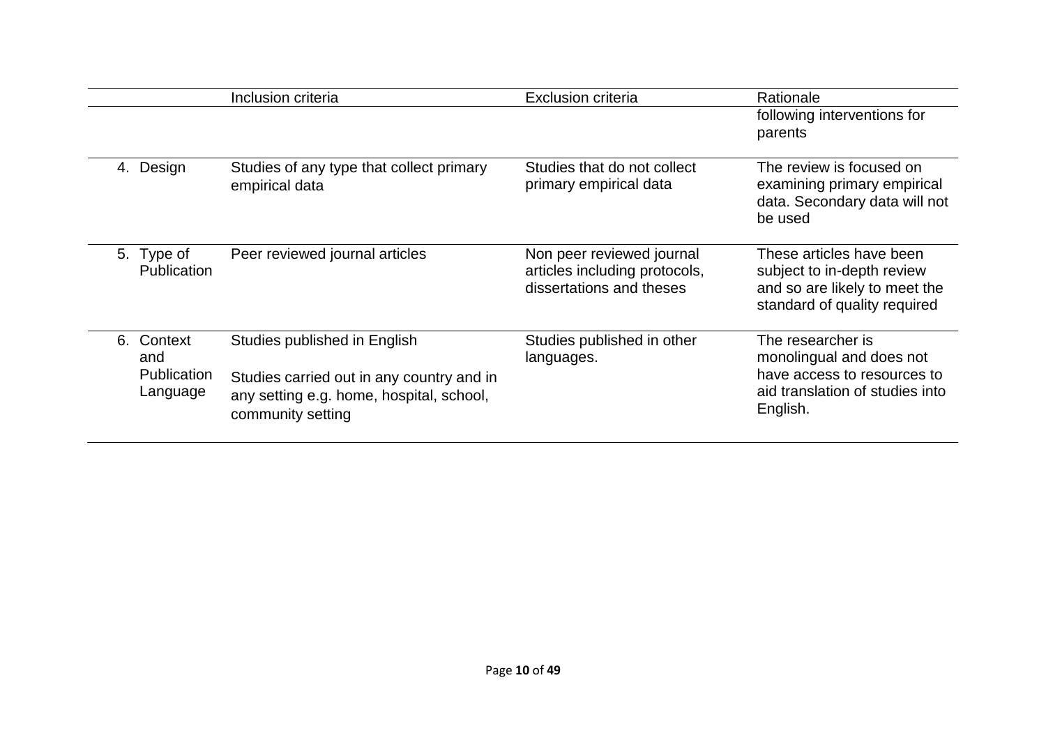| | Inclusion criteria | Exclusion criteria | Rationale |
|---|---|---|---|
| | | | following interventions for parents |
| 4. Design | Studies of any type that collect primary empirical data | Studies that do not collect primary empirical data | The review is focused on examining primary empirical data. Secondary data will not be used |
| 5. Type of Publication | Peer reviewed journal articles | Non peer reviewed journal articles including protocols, dissertations and theses | These articles have been subject to in-depth review and so are likely to meet the standard of quality required |
| 6. Context and Publication Language | Studies published in English<br><br>Studies carried out in any country and in any setting e.g. home, hospital, school, community setting | Studies published in other languages. | The researcher is monolingual and does not have access to resources to aid translation of studies into English. |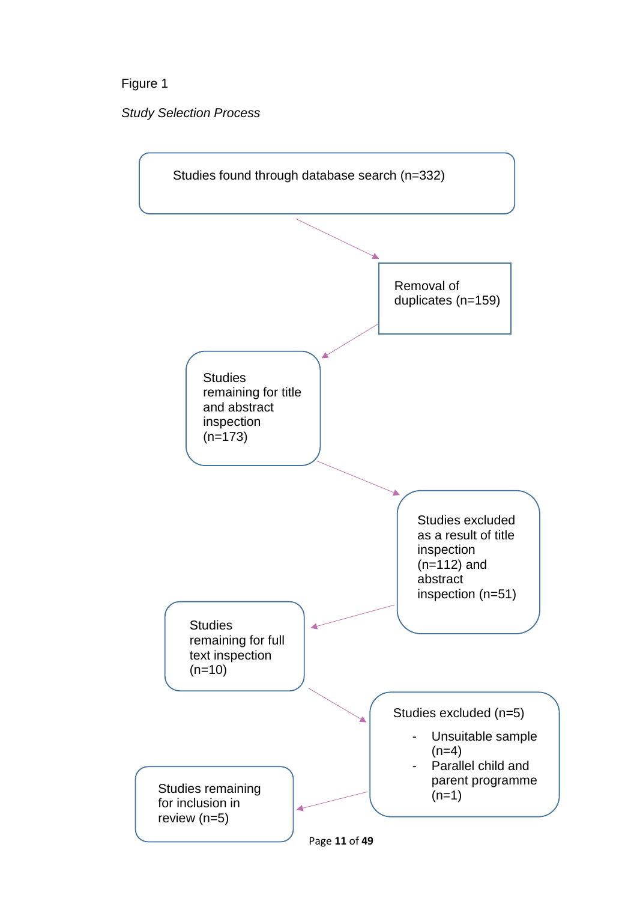Figure 1

*Study Selection Process*

Studies found through database search (n=332)

Removal of duplicates (n=159)

Studies remaining for title and abstract inspection (n=173)

Studies excluded as a result of title inspection (n=112) and abstract inspection (n=51)

Studies remaining for full text inspection (n=10)

Studies excluded (n=5)

- Unsuitable sample (n=4)
- Parallel child and parent programme (n=1)

Studies remaining for inclusion in review (n=5)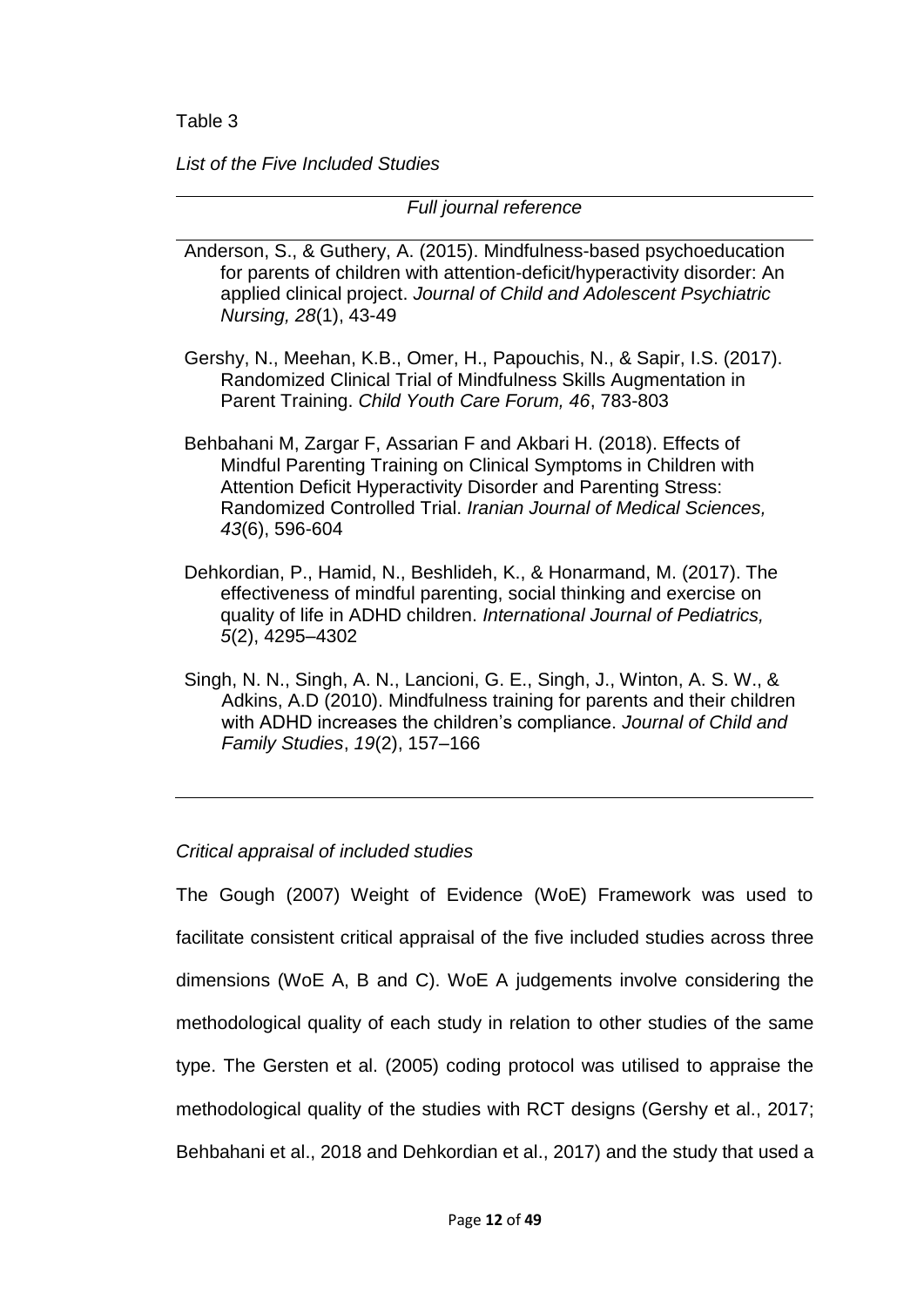Table 3

*List of the Five Included Studies*

| *Full journal reference* |
|---|
| Anderson, S., & Guthery, A. (2015). Mindfulness-based psychoeducation for parents of children with attention-deficit/hyperactivity disorder: An applied clinical project. *Journal of Child and Adolescent Psychiatric Nursing, 28*(1), 43-49 |
| Gershy, N., Meehan, K.B., Omer, H., Papouchis, N., & Sapir, I.S. (2017). Randomized Clinical Trial of Mindfulness Skills Augmentation in Parent Training. *Child Youth Care Forum, 46*, 783-803 |
| Behbahani M, Zargar F, Assarian F and Akbari H. (2018). Effects of Mindful Parenting Training on Clinical Symptoms in Children with Attention Deficit Hyperactivity Disorder and Parenting Stress: Randomized Controlled Trial. *Iranian Journal of Medical Sciences, 43*(6), 596-604 |
| Dehkordian, P., Hamid, N., Beshlideh, K., & Honarmand, M. (2017). The effectiveness of mindful parenting, social thinking and exercise on quality of life in ADHD children. *International Journal of Pediatrics, 5*(2), 4295–4302 |
| Singh, N. N., Singh, A. N., Lancioni, G. E., Singh, J., Winton, A. S. W., & Adkins, A.D (2010). Mindfulness training for parents and their children with ADHD increases the children's compliance. *Journal of Child and Family Studies*, *19*(2), 157–166 |

*Critical appraisal of included studies*

The Gough (2007) Weight of Evidence (WoE) Framework was used to facilitate consistent critical appraisal of the five included studies across three dimensions (WoE A, B and C). WoE A judgements involve considering the methodological quality of each study in relation to other studies of the same type. The Gersten et al. (2005) coding protocol was utilised to appraise the methodological quality of the studies with RCT designs (Gershy et al., 2017; Behbahani et al., 2018 and Dehkordian et al., 2017) and the study that used a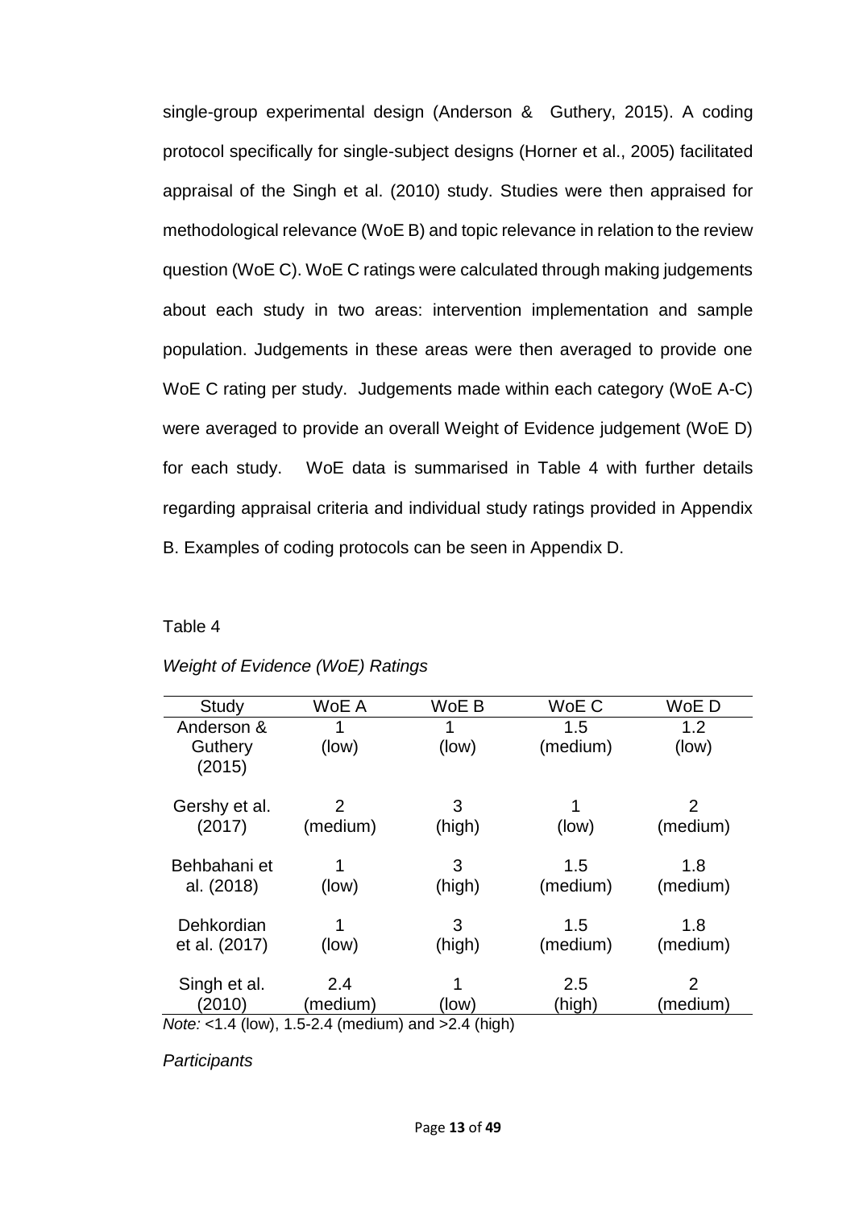single-group experimental design (Anderson & Guthery, 2015). A coding protocol specifically for single-subject designs (Horner et al., 2005) facilitated appraisal of the Singh et al. (2010) study. Studies were then appraised for methodological relevance (WoE B) and topic relevance in relation to the review question (WoE C). WoE C ratings were calculated through making judgements about each study in two areas: intervention implementation and sample population. Judgements in these areas were then averaged to provide one WoE C rating per study. Judgements made within each category (WoE A-C) were averaged to provide an overall Weight of Evidence judgement (WoE D) for each study. WoE data is summarised in Table 4 with further details regarding appraisal criteria and individual study ratings provided in Appendix B. Examples of coding protocols can be seen in Appendix D.

Table 4

*Weight of Evidence (WoE) Ratings*

| Study | WoE A | WoE B | WoE C | WoE D |
|---|---|---|---|---|
| Anderson & Guthery (2015) | 1 (low) | 1 (low) | 1.5 (medium) | 1.2 (low) |
| Gershy et al. (2017) | 2 (medium) | 3 (high) | 1 (low) | 2 (medium) |
| Behbahani et al. (2018) | 1 (low) | 3 (high) | 1.5 (medium) | 1.8 (medium) |
| Dehkordian et al. (2017) | 1 (low) | 3 (high) | 1.5 (medium) | 1.8 (medium) |
| Singh et al. (2010) | 2.4 (medium) | 1 (low) | 2.5 (high) | 2 (medium) |

*Note:* <1.4 (low), 1.5-2.4 (medium) and >2.4 (high)

*Participants*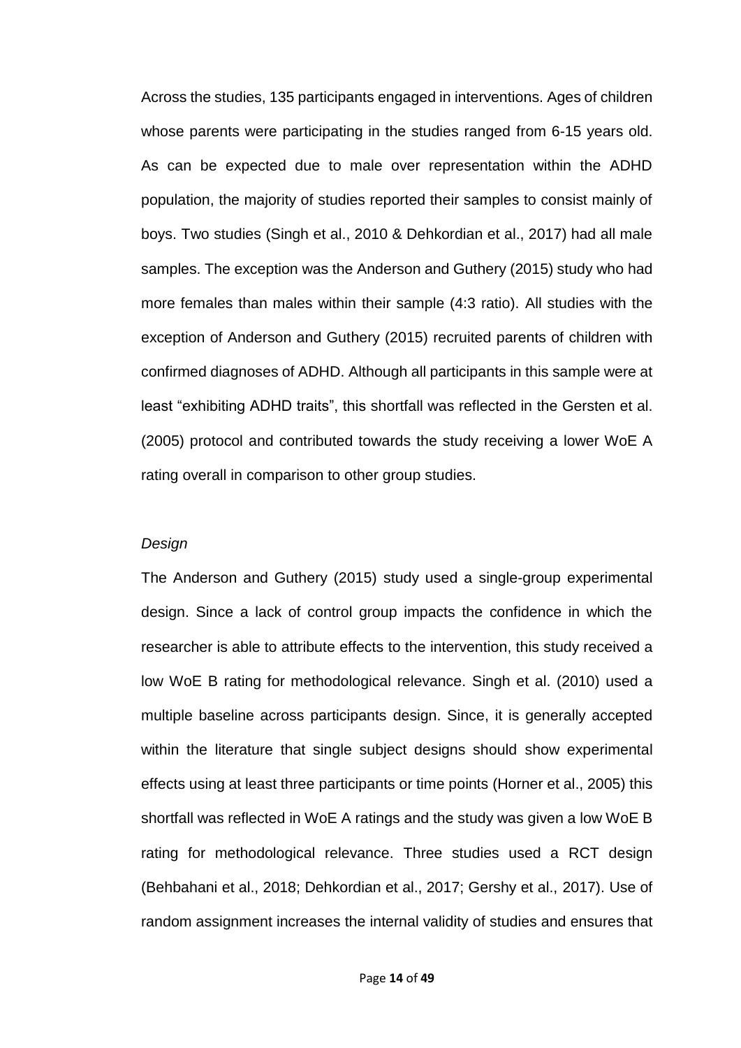Across the studies, 135 participants engaged in interventions. Ages of children whose parents were participating in the studies ranged from 6-15 years old. As can be expected due to male over representation within the ADHD population, the majority of studies reported their samples to consist mainly of boys. Two studies (Singh et al., 2010 & Dehkordian et al., 2017) had all male samples. The exception was the Anderson and Guthery (2015) study who had more females than males within their sample (4:3 ratio). All studies with the exception of Anderson and Guthery (2015) recruited parents of children with confirmed diagnoses of ADHD. Although all participants in this sample were at least "exhibiting ADHD traits", this shortfall was reflected in the Gersten et al. (2005) protocol and contributed towards the study receiving a lower WoE A rating overall in comparison to other group studies.

*Design*

The Anderson and Guthery (2015) study used a single-group experimental design. Since a lack of control group impacts the confidence in which the researcher is able to attribute effects to the intervention, this study received a low WoE B rating for methodological relevance. Singh et al. (2010) used a multiple baseline across participants design. Since, it is generally accepted within the literature that single subject designs should show experimental effects using at least three participants or time points (Horner et al., 2005) this shortfall was reflected in WoE A ratings and the study was given a low WoE B rating for methodological relevance. Three studies used a RCT design (Behbahani et al., 2018; Dehkordian et al., 2017; Gershy et al., 2017). Use of random assignment increases the internal validity of studies and ensures that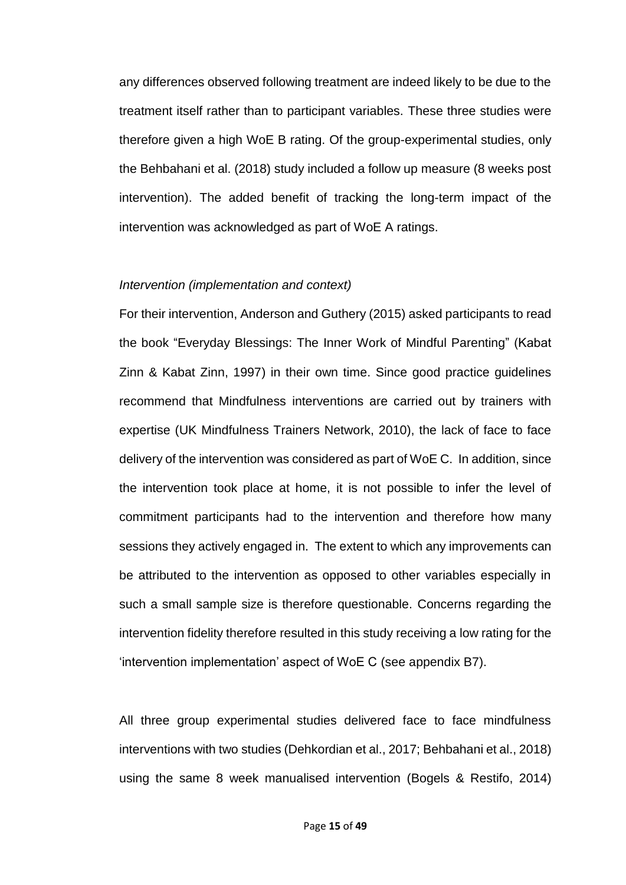any differences observed following treatment are indeed likely to be due to the treatment itself rather than to participant variables. These three studies were therefore given a high WoE B rating. Of the group-experimental studies, only the Behbahani et al. (2018) study included a follow up measure (8 weeks post intervention). The added benefit of tracking the long-term impact of the intervention was acknowledged as part of WoE A ratings.

*Intervention (implementation and context)*

For their intervention, Anderson and Guthery (2015) asked participants to read the book "Everyday Blessings: The Inner Work of Mindful Parenting" (Kabat Zinn & Kabat Zinn, 1997) in their own time. Since good practice guidelines recommend that Mindfulness interventions are carried out by trainers with expertise (UK Mindfulness Trainers Network, 2010), the lack of face to face delivery of the intervention was considered as part of WoE C. In addition, since the intervention took place at home, it is not possible to infer the level of commitment participants had to the intervention and therefore how many sessions they actively engaged in. The extent to which any improvements can be attributed to the intervention as opposed to other variables especially in such a small sample size is therefore questionable. Concerns regarding the intervention fidelity therefore resulted in this study receiving a low rating for the 'intervention implementation' aspect of WoE C (see appendix B7).

All three group experimental studies delivered face to face mindfulness interventions with two studies (Dehkordian et al., 2017; Behbahani et al., 2018) using the same 8 week manualised intervention (Bogels & Restifo, 2014)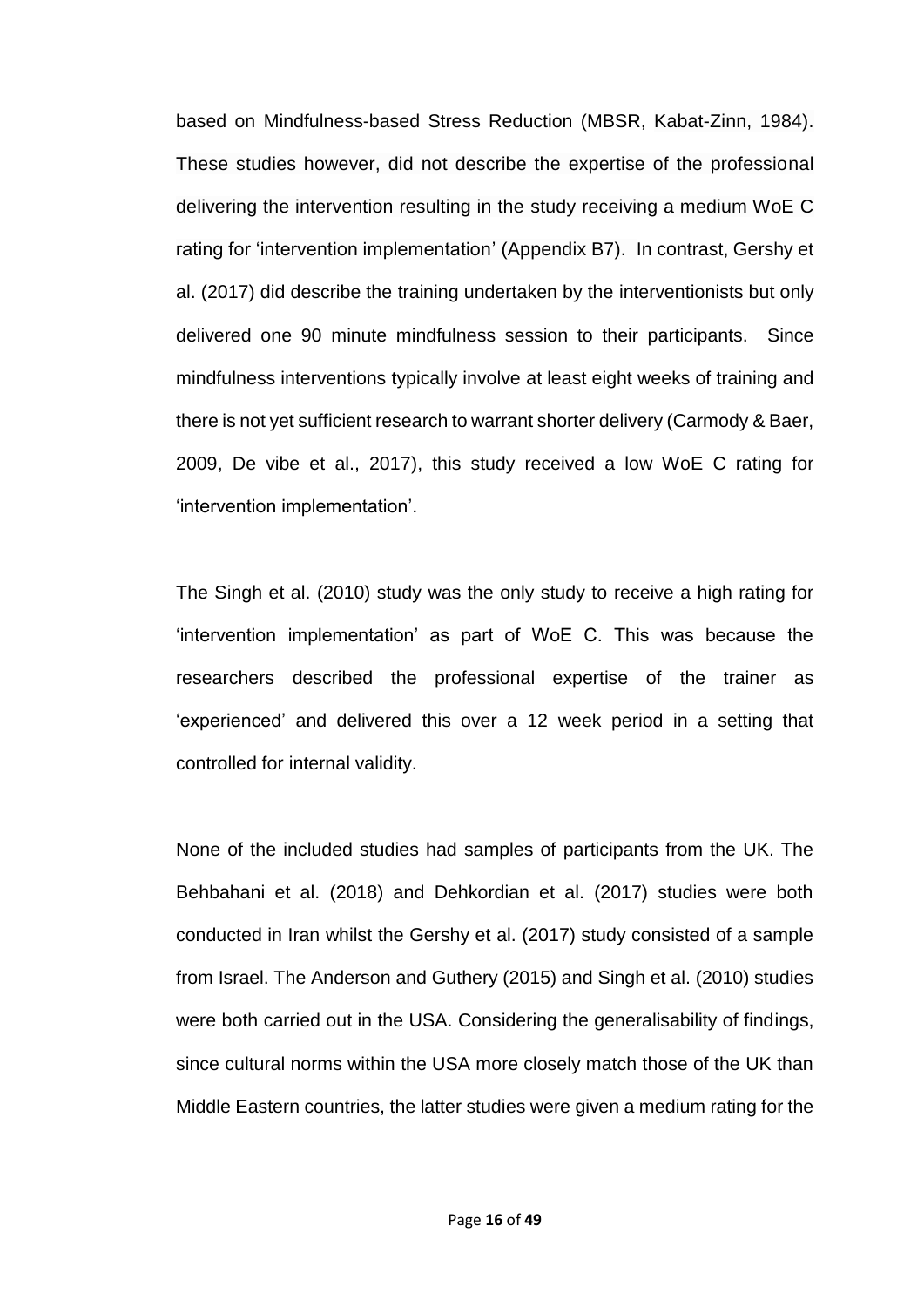based on Mindfulness-based Stress Reduction (MBSR, Kabat-Zinn, 1984). These studies however, did not describe the expertise of the professional delivering the intervention resulting in the study receiving a medium WoE C rating for 'intervention implementation' (Appendix B7). In contrast, Gershy et al. (2017) did describe the training undertaken by the interventionists but only delivered one 90 minute mindfulness session to their participants. Since mindfulness interventions typically involve at least eight weeks of training and there is not yet sufficient research to warrant shorter delivery (Carmody & Baer, 2009, De vibe et al., 2017), this study received a low WoE C rating for 'intervention implementation'.

The Singh et al. (2010) study was the only study to receive a high rating for 'intervention implementation' as part of WoE C. This was because the researchers described the professional expertise of the trainer as 'experienced' and delivered this over a 12 week period in a setting that controlled for internal validity.

None of the included studies had samples of participants from the UK. The Behbahani et al. (2018) and Dehkordian et al. (2017) studies were both conducted in Iran whilst the Gershy et al. (2017) study consisted of a sample from Israel. The Anderson and Guthery (2015) and Singh et al. (2010) studies were both carried out in the USA. Considering the generalisability of findings, since cultural norms within the USA more closely match those of the UK than Middle Eastern countries, the latter studies were given a medium rating for the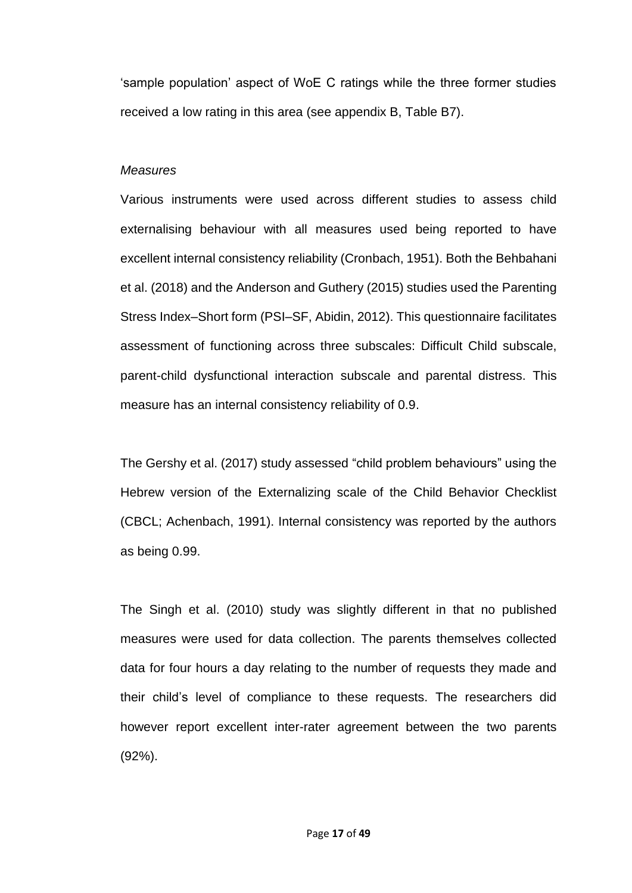'sample population' aspect of WoE C ratings while the three former studies received a low rating in this area (see appendix B, Table B7).

*Measures*

Various instruments were used across different studies to assess child externalising behaviour with all measures used being reported to have excellent internal consistency reliability (Cronbach, 1951). Both the Behbahani et al. (2018) and the Anderson and Guthery (2015) studies used the Parenting Stress Index–Short form (PSI–SF, Abidin, 2012). This questionnaire facilitates assessment of functioning across three subscales: Difficult Child subscale, parent-child dysfunctional interaction subscale and parental distress. This measure has an internal consistency reliability of 0.9.

The Gershy et al. (2017) study assessed "child problem behaviours" using the Hebrew version of the Externalizing scale of the Child Behavior Checklist (CBCL; Achenbach, 1991). Internal consistency was reported by the authors as being 0.99.

The Singh et al. (2010) study was slightly different in that no published measures were used for data collection. The parents themselves collected data for four hours a day relating to the number of requests they made and their child's level of compliance to these requests. The researchers did however report excellent inter-rater agreement between the two parents (92%).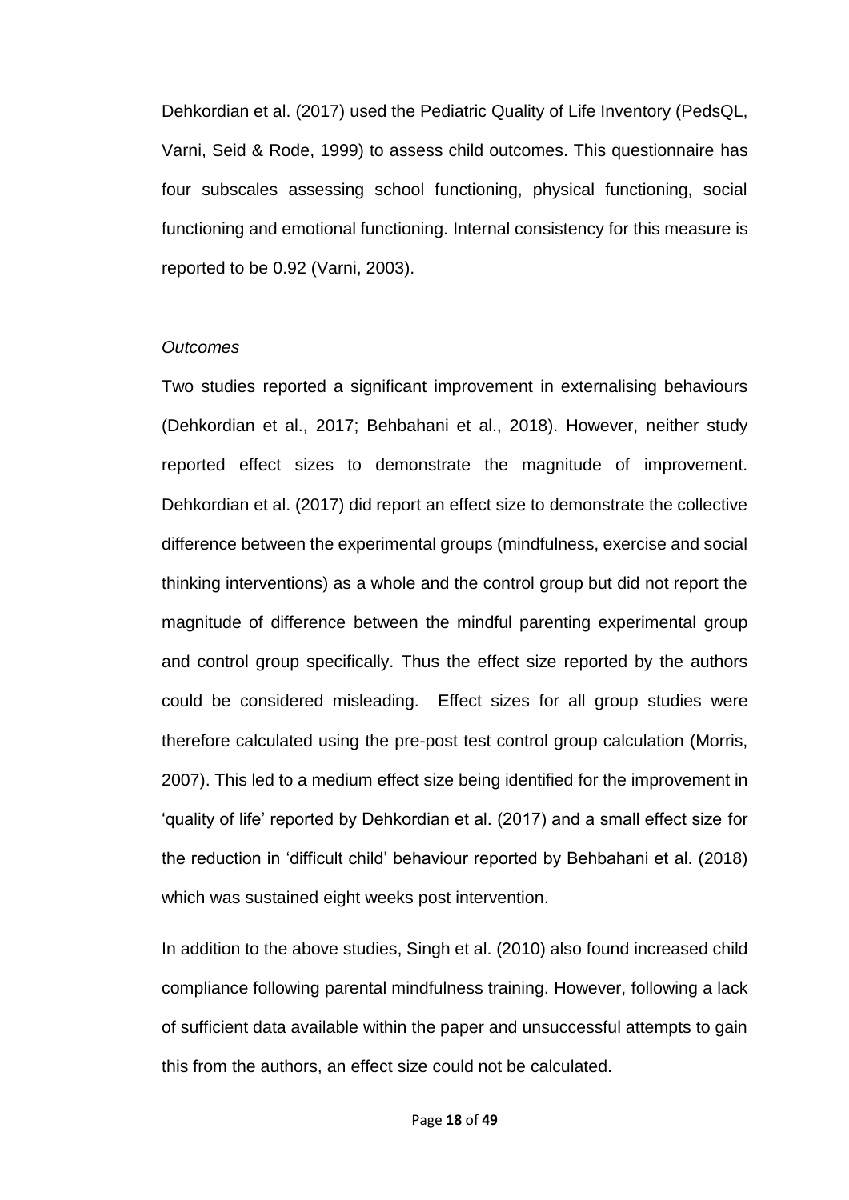Dehkordian et al. (2017) used the Pediatric Quality of Life Inventory (PedsQL, Varni, Seid & Rode, 1999) to assess child outcomes. This questionnaire has four subscales assessing school functioning, physical functioning, social functioning and emotional functioning. Internal consistency for this measure is reported to be 0.92 (Varni, 2003).

*Outcomes*

Two studies reported a significant improvement in externalising behaviours (Dehkordian et al., 2017; Behbahani et al., 2018). However, neither study reported effect sizes to demonstrate the magnitude of improvement. Dehkordian et al. (2017) did report an effect size to demonstrate the collective difference between the experimental groups (mindfulness, exercise and social thinking interventions) as a whole and the control group but did not report the magnitude of difference between the mindful parenting experimental group and control group specifically. Thus the effect size reported by the authors could be considered misleading. Effect sizes for all group studies were therefore calculated using the pre-post test control group calculation (Morris, 2007). This led to a medium effect size being identified for the improvement in 'quality of life' reported by Dehkordian et al. (2017) and a small effect size for the reduction in 'difficult child' behaviour reported by Behbahani et al. (2018) which was sustained eight weeks post intervention.

In addition to the above studies, Singh et al. (2010) also found increased child compliance following parental mindfulness training. However, following a lack of sufficient data available within the paper and unsuccessful attempts to gain this from the authors, an effect size could not be calculated.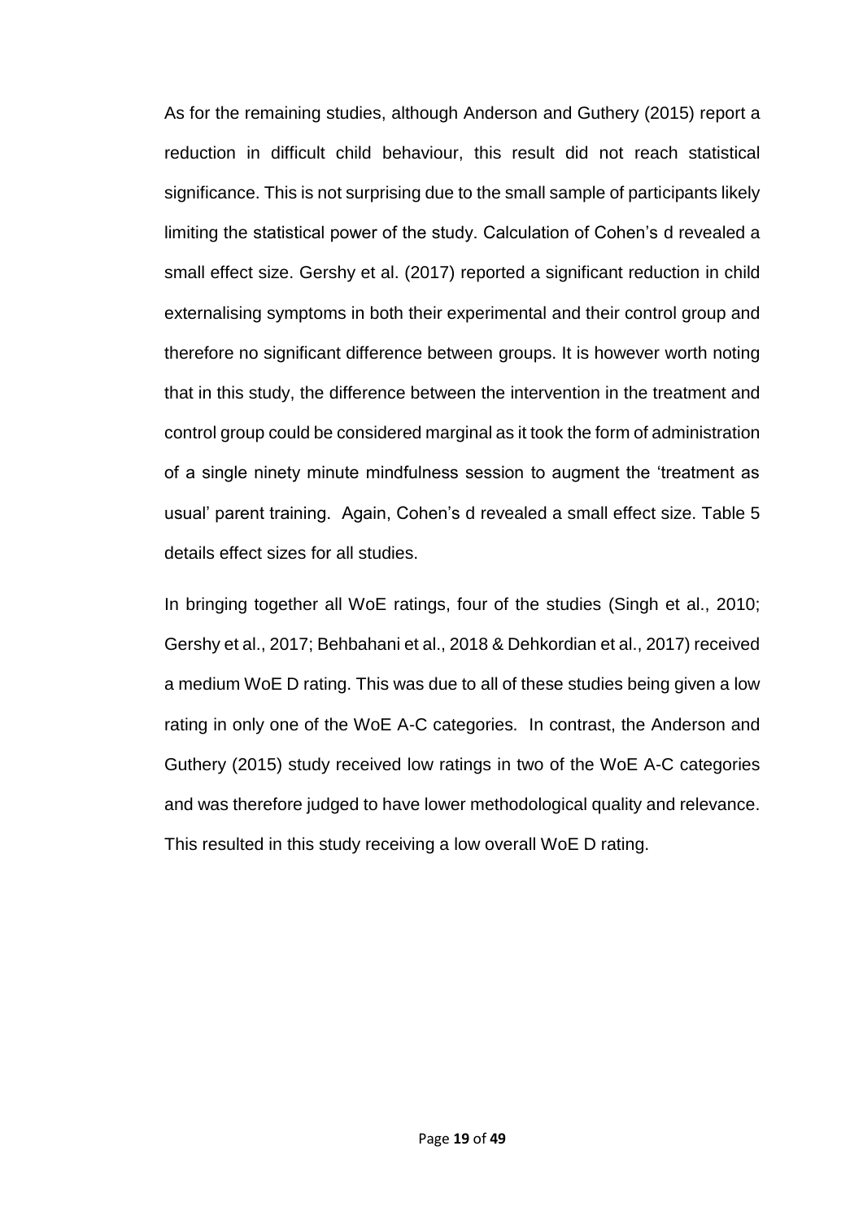As for the remaining studies, although Anderson and Guthery (2015) report a reduction in difficult child behaviour, this result did not reach statistical significance. This is not surprising due to the small sample of participants likely limiting the statistical power of the study. Calculation of Cohen's d revealed a small effect size. Gershy et al. (2017) reported a significant reduction in child externalising symptoms in both their experimental and their control group and therefore no significant difference between groups. It is however worth noting that in this study, the difference between the intervention in the treatment and control group could be considered marginal as it took the form of administration of a single ninety minute mindfulness session to augment the 'treatment as usual' parent training. Again, Cohen's d revealed a small effect size. Table 5 details effect sizes for all studies.

In bringing together all WoE ratings, four of the studies (Singh et al., 2010; Gershy et al., 2017; Behbahani et al., 2018 & Dehkordian et al., 2017) received a medium WoE D rating. This was due to all of these studies being given a low rating in only one of the WoE A-C categories. In contrast, the Anderson and Guthery (2015) study received low ratings in two of the WoE A-C categories and was therefore judged to have lower methodological quality and relevance. This resulted in this study receiving a low overall WoE D rating.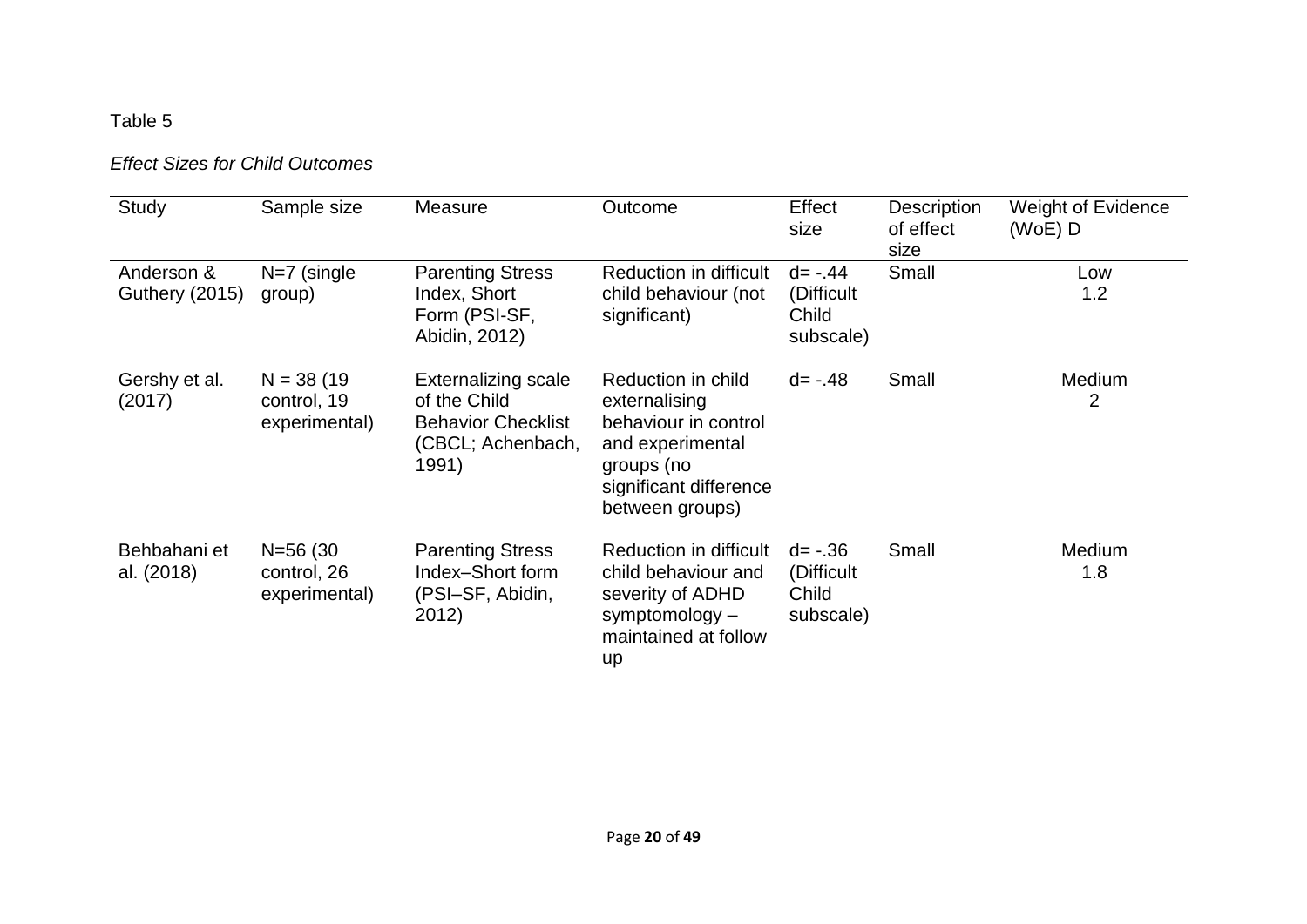Table 5

*Effect Sizes for Child Outcomes*

| Study | Sample size | Measure | Outcome | Effect size | Description of effect size | Weight of Evidence (WoE) D |
|---|---|---|---|---|---|---|
| Anderson & Guthery (2015) | N=7 (single group) | Parenting Stress Index, Short Form (PSI-SF, Abidin, 2012) | Reduction in difficult child behaviour (not significant) | d= -.44 (Difficult Child subscale) | Small | Low 1.2 |
| Gershy et al. (2017) | N = 38 (19 control, 19 experimental) | Externalizing scale of the Child Behavior Checklist (CBCL; Achenbach, 1991) | Reduction in child externalising behaviour in control and experimental groups (no significant difference between groups) | d= -.48 | Small | Medium 2 |
| Behbahani et al. (2018) | N=56 (30 control, 26 experimental) | Parenting Stress Index–Short form (PSI–SF, Abidin, 2012) | Reduction in difficult child behaviour and severity of ADHD symptomology – maintained at follow up | d= -.36 (Difficult Child subscale) | Small | Medium 1.8 |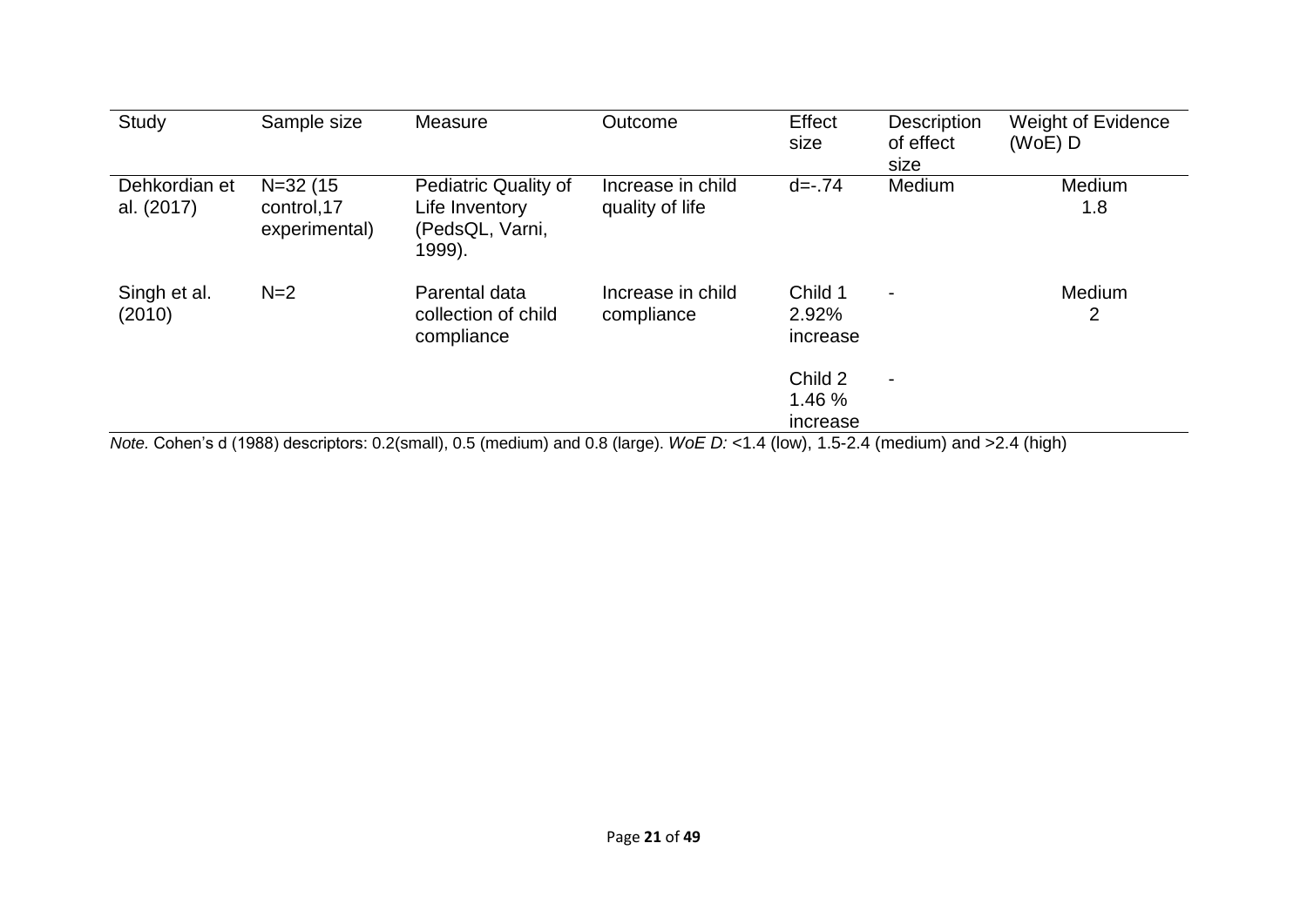| Study | Sample size | Measure | Outcome | Effect size | Description of effect size | Weight of Evidence (WoE) D |
|---|---|---|---|---|---|---|
| Dehkordian et al. (2017) | N=32 (15 control,17 experimental) | Pediatric Quality of Life Inventory (PedsQL, Varni, 1999). | Increase in child quality of life | d=-.74 | Medium | Medium 1.8 |
| Singh et al. (2010) | N=2 | Parental data collection of child compliance | Increase in child compliance | Child 1 2.92% increase | - | Medium 2 |
| | | | | Child 2 1.46 % increase | - | |

*Note.* Cohen's d (1988) descriptors: 0.2(small), 0.5 (medium) and 0.8 (large). *WoE D:* <1.4 (low), 1.5-2.4 (medium) and >2.4 (high)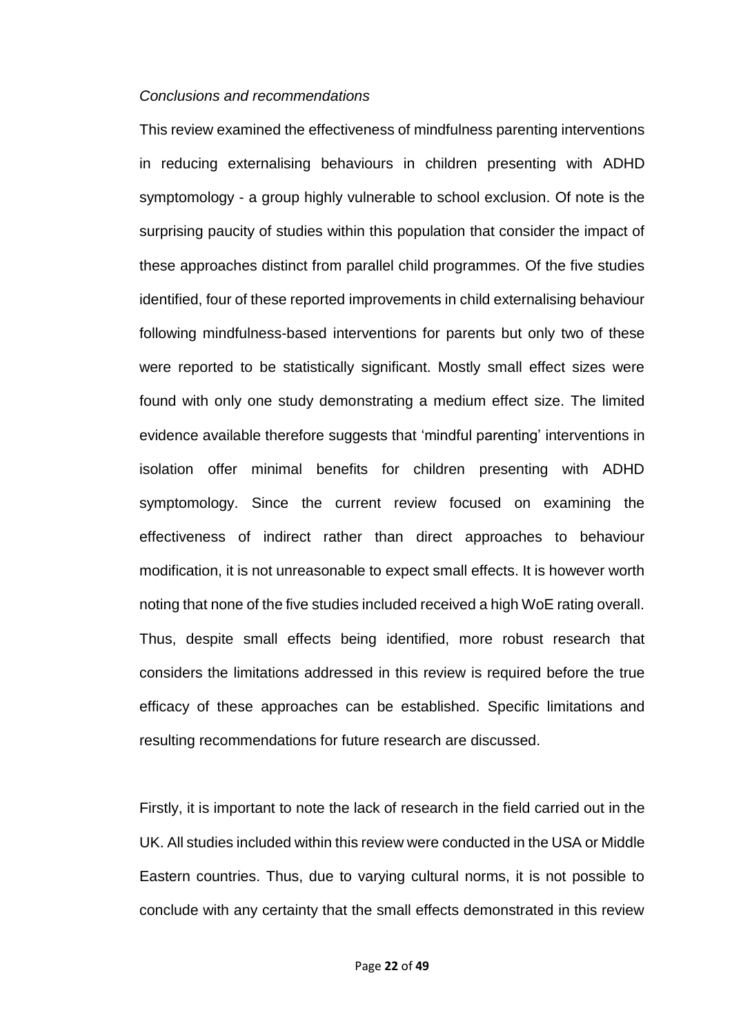*Conclusions and recommendations*

This review examined the effectiveness of mindfulness parenting interventions in reducing externalising behaviours in children presenting with ADHD symptomology - a group highly vulnerable to school exclusion. Of note is the surprising paucity of studies within this population that consider the impact of these approaches distinct from parallel child programmes. Of the five studies identified, four of these reported improvements in child externalising behaviour following mindfulness-based interventions for parents but only two of these were reported to be statistically significant. Mostly small effect sizes were found with only one study demonstrating a medium effect size. The limited evidence available therefore suggests that 'mindful parenting' interventions in isolation offer minimal benefits for children presenting with ADHD symptomology. Since the current review focused on examining the effectiveness of indirect rather than direct approaches to behaviour modification, it is not unreasonable to expect small effects. It is however worth noting that none of the five studies included received a high WoE rating overall. Thus, despite small effects being identified, more robust research that considers the limitations addressed in this review is required before the true efficacy of these approaches can be established. Specific limitations and resulting recommendations for future research are discussed.

Firstly, it is important to note the lack of research in the field carried out in the UK. All studies included within this review were conducted in the USA or Middle Eastern countries. Thus, due to varying cultural norms, it is not possible to conclude with any certainty that the small effects demonstrated in this review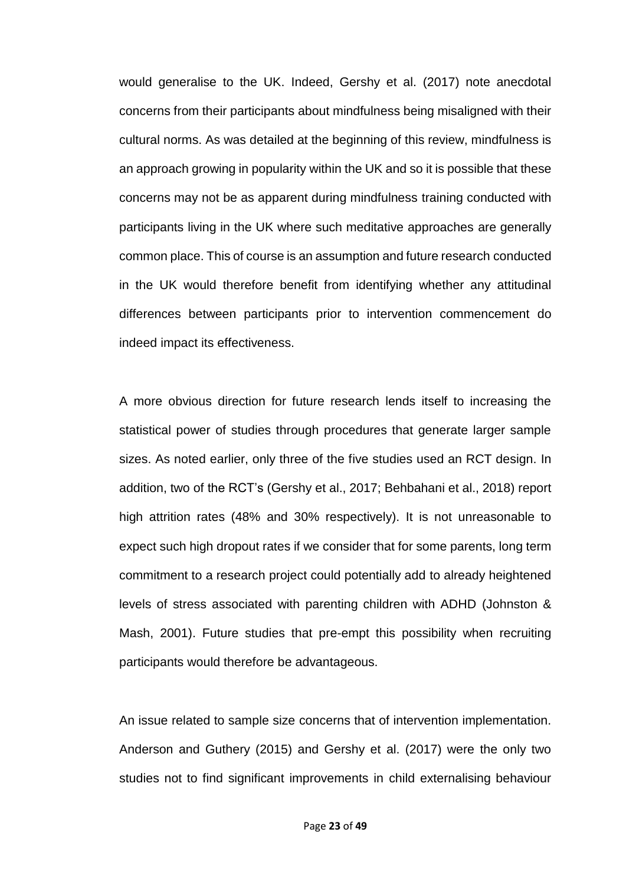would generalise to the UK. Indeed, Gershy et al. (2017) note anecdotal concerns from their participants about mindfulness being misaligned with their cultural norms. As was detailed at the beginning of this review, mindfulness is an approach growing in popularity within the UK and so it is possible that these concerns may not be as apparent during mindfulness training conducted with participants living in the UK where such meditative approaches are generally common place. This of course is an assumption and future research conducted in the UK would therefore benefit from identifying whether any attitudinal differences between participants prior to intervention commencement do indeed impact its effectiveness.

A more obvious direction for future research lends itself to increasing the statistical power of studies through procedures that generate larger sample sizes. As noted earlier, only three of the five studies used an RCT design. In addition, two of the RCT's (Gershy et al., 2017; Behbahani et al., 2018) report high attrition rates (48% and 30% respectively). It is not unreasonable to expect such high dropout rates if we consider that for some parents, long term commitment to a research project could potentially add to already heightened levels of stress associated with parenting children with ADHD (Johnston & Mash, 2001). Future studies that pre-empt this possibility when recruiting participants would therefore be advantageous.

An issue related to sample size concerns that of intervention implementation. Anderson and Guthery (2015) and Gershy et al. (2017) were the only two studies not to find significant improvements in child externalising behaviour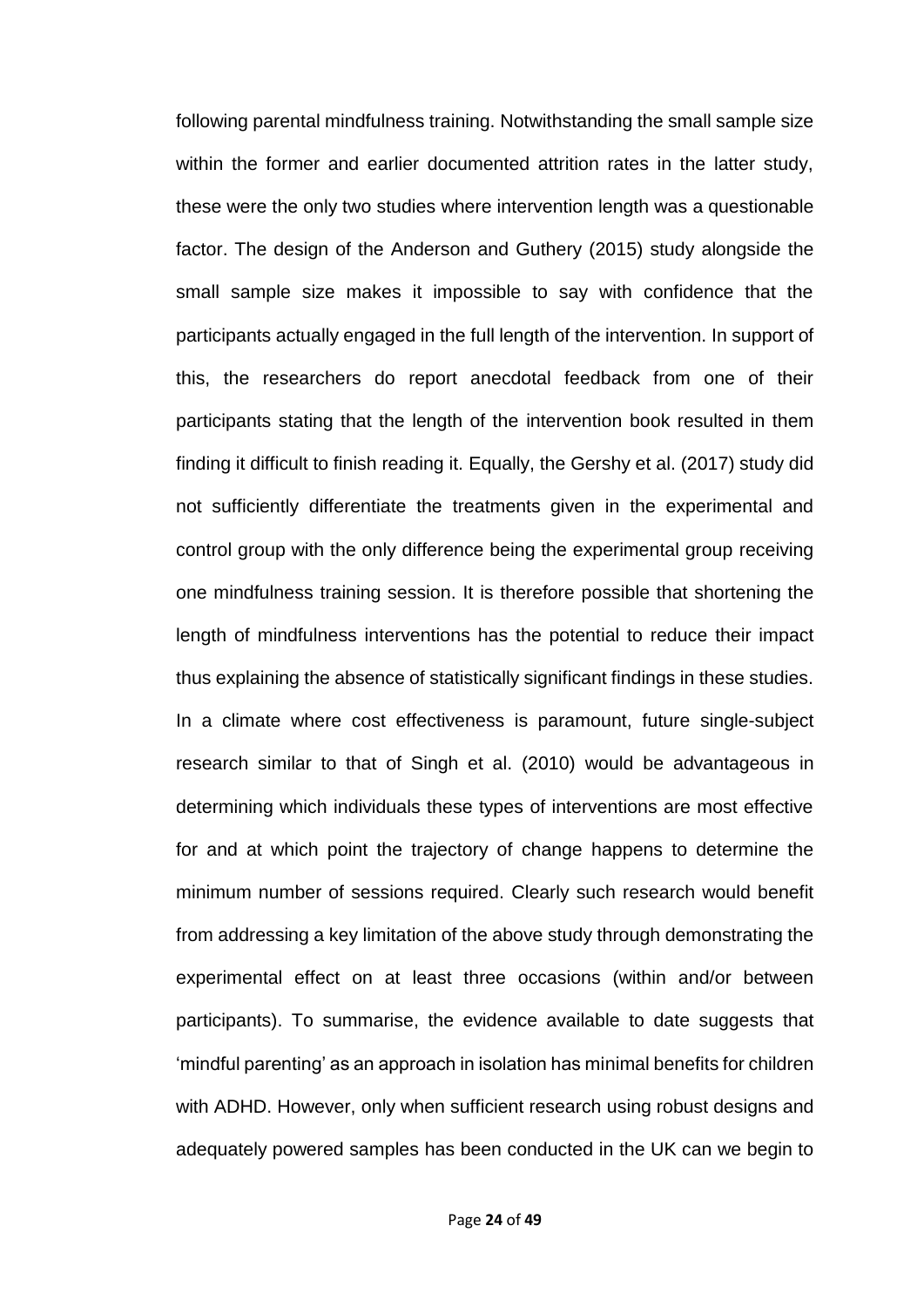following parental mindfulness training. Notwithstanding the small sample size within the former and earlier documented attrition rates in the latter study, these were the only two studies where intervention length was a questionable factor. The design of the Anderson and Guthery (2015) study alongside the small sample size makes it impossible to say with confidence that the participants actually engaged in the full length of the intervention. In support of this, the researchers do report anecdotal feedback from one of their participants stating that the length of the intervention book resulted in them finding it difficult to finish reading it. Equally, the Gershy et al. (2017) study did not sufficiently differentiate the treatments given in the experimental and control group with the only difference being the experimental group receiving one mindfulness training session. It is therefore possible that shortening the length of mindfulness interventions has the potential to reduce their impact thus explaining the absence of statistically significant findings in these studies. In a climate where cost effectiveness is paramount, future single-subject research similar to that of Singh et al. (2010) would be advantageous in determining which individuals these types of interventions are most effective for and at which point the trajectory of change happens to determine the minimum number of sessions required. Clearly such research would benefit from addressing a key limitation of the above study through demonstrating the experimental effect on at least three occasions (within and/or between participants). To summarise, the evidence available to date suggests that 'mindful parenting' as an approach in isolation has minimal benefits for children with ADHD. However, only when sufficient research using robust designs and adequately powered samples has been conducted in the UK can we begin to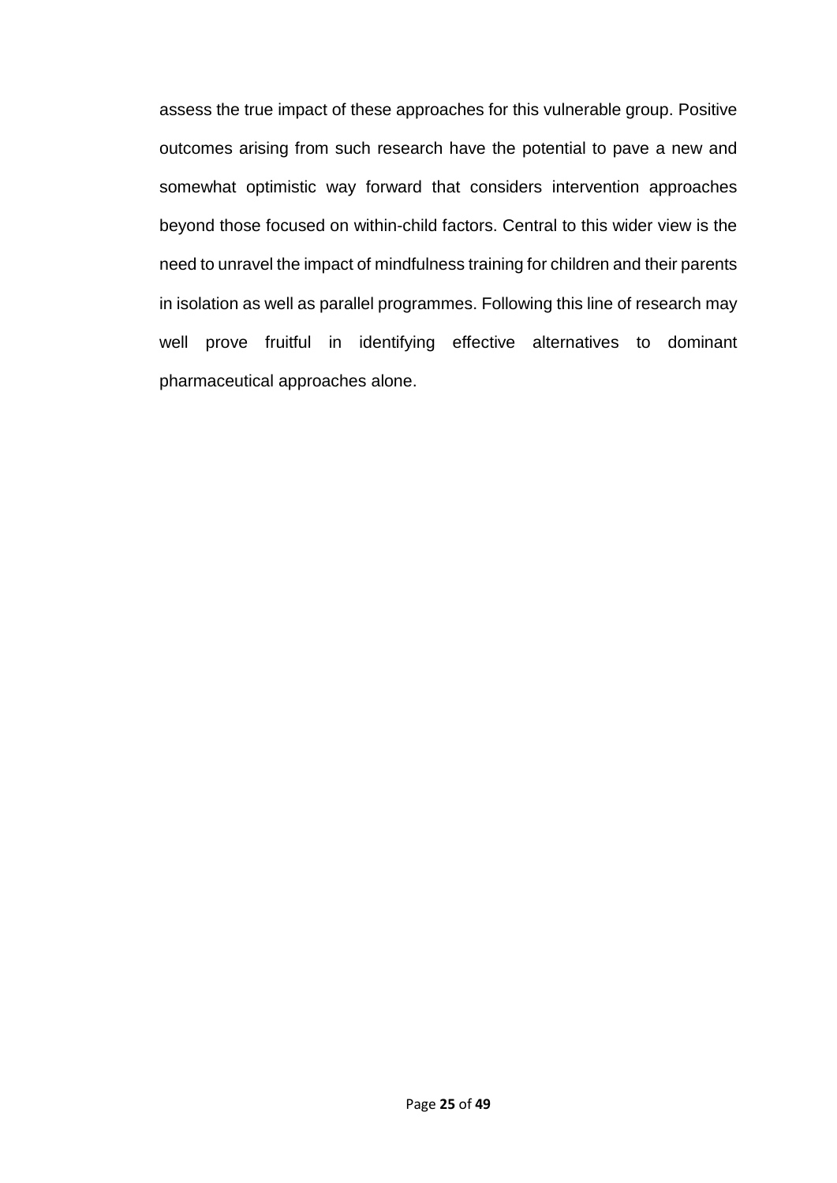assess the true impact of these approaches for this vulnerable group. Positive outcomes arising from such research have the potential to pave a new and somewhat optimistic way forward that considers intervention approaches beyond those focused on within-child factors. Central to this wider view is the need to unravel the impact of mindfulness training for children and their parents in isolation as well as parallel programmes. Following this line of research may well prove fruitful in identifying effective alternatives to dominant pharmaceutical approaches alone.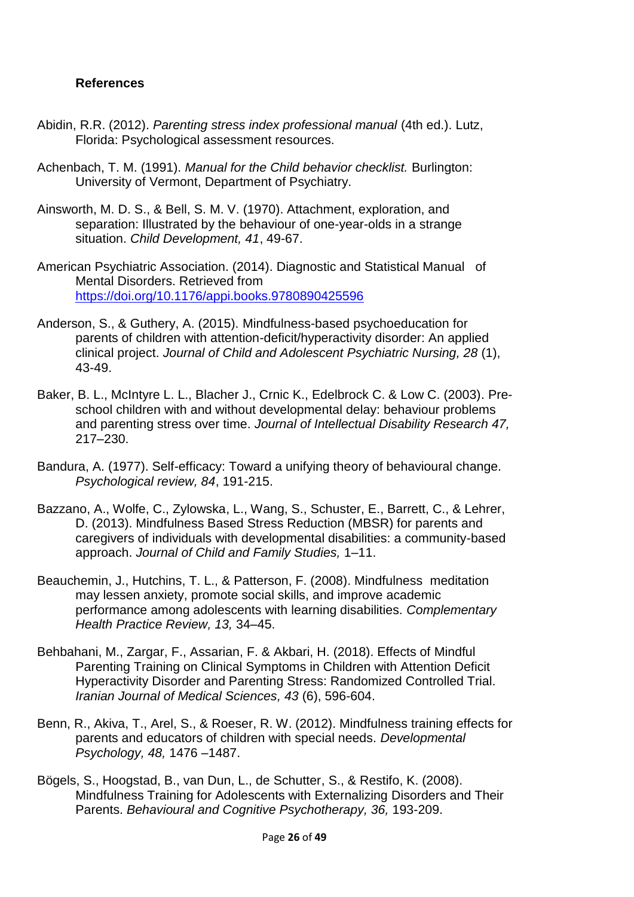**References**

Abidin, R.R. (2012). *Parenting stress index professional manual* (4th ed.). Lutz, Florida: Psychological assessment resources.

Achenbach, T. M. (1991). *Manual for the Child behavior checklist.* Burlington: University of Vermont, Department of Psychiatry.

Ainsworth, M. D. S., & Bell, S. M. V. (1970). Attachment, exploration, and separation: Illustrated by the behaviour of one-year-olds in a strange situation. *Child Development, 41*, 49-67.

American Psychiatric Association. (2014). Diagnostic and Statistical Manual of Mental Disorders. Retrieved from https://doi.org/10.1176/appi.books.9780890425596

Anderson, S., & Guthery, A. (2015). Mindfulness-based psychoeducation for parents of children with attention-deficit/hyperactivity disorder: An applied clinical project. *Journal of Child and Adolescent Psychiatric Nursing, 28* (1), 43-49.

Baker, B. L., McIntyre L. L., Blacher J., Crnic K., Edelbrock C. & Low C. (2003). Pre-school children with and without developmental delay: behaviour problems and parenting stress over time. *Journal of Intellectual Disability Research 47,* 217–230.

Bandura, A. (1977). Self-efficacy: Toward a unifying theory of behavioural change. *Psychological review, 84*, 191-215.

Bazzano, A., Wolfe, C., Zylowska, L., Wang, S., Schuster, E., Barrett, C., & Lehrer, D. (2013). Mindfulness Based Stress Reduction (MBSR) for parents and caregivers of individuals with developmental disabilities: a community-based approach. *Journal of Child and Family Studies,* 1–11.

Beauchemin, J., Hutchins, T. L., & Patterson, F. (2008). Mindfulness meditation may lessen anxiety, promote social skills, and improve academic performance among adolescents with learning disabilities. *Complementary Health Practice Review, 13,* 34–45.

Behbahani, M., Zargar, F., Assarian, F. & Akbari, H. (2018). Effects of Mindful Parenting Training on Clinical Symptoms in Children with Attention Deficit Hyperactivity Disorder and Parenting Stress: Randomized Controlled Trial. *Iranian Journal of Medical Sciences, 43* (6), 596-604.

Benn, R., Akiva, T., Arel, S., & Roeser, R. W. (2012). Mindfulness training effects for parents and educators of children with special needs. *Developmental Psychology, 48,* 1476 –1487.

Bögels, S., Hoogstad, B., van Dun, L., de Schutter, S., & Restifo, K. (2008). Mindfulness Training for Adolescents with Externalizing Disorders and Their Parents. *Behavioural and Cognitive Psychotherapy, 36,* 193-209.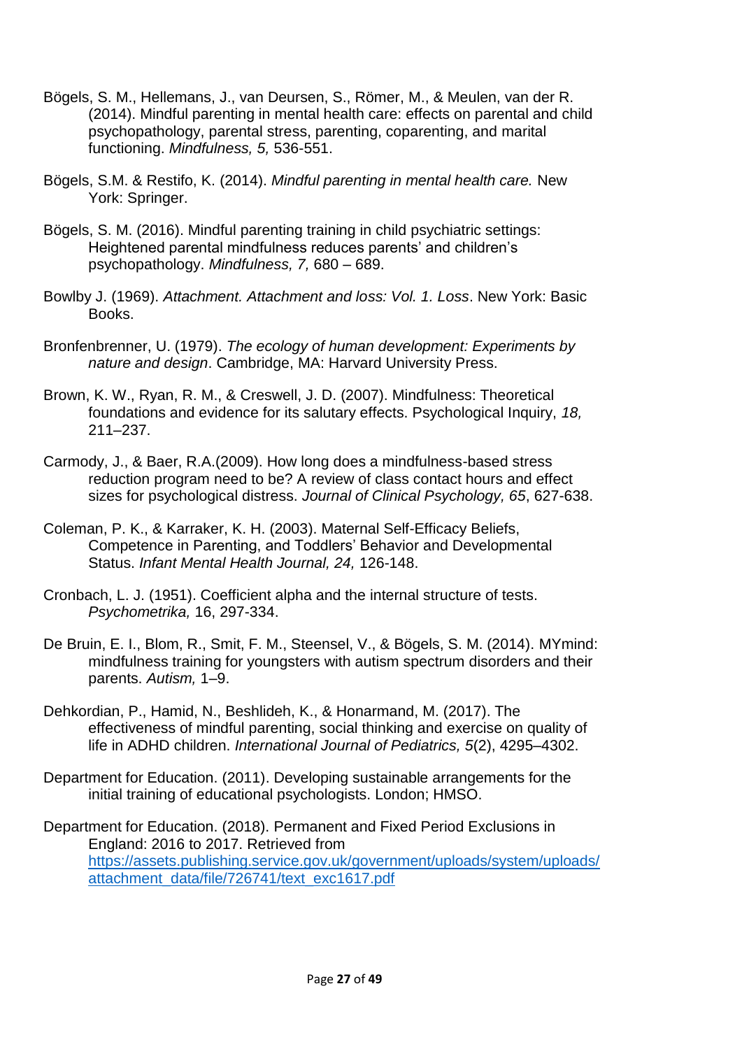Bögels, S. M., Hellemans, J., van Deursen, S., Römer, M., & Meulen, van der R. (2014). Mindful parenting in mental health care: effects on parental and child psychopathology, parental stress, parenting, coparenting, and marital functioning. *Mindfulness, 5,* 536-551.

Bögels, S.M. & Restifo, K. (2014). *Mindful parenting in mental health care.* New York: Springer.

Bögels, S. M. (2016). Mindful parenting training in child psychiatric settings: Heightened parental mindfulness reduces parents' and children's psychopathology. *Mindfulness, 7,* 680 – 689.

Bowlby J. (1969). *Attachment. Attachment and loss: Vol. 1. Loss*. New York: Basic Books.

Bronfenbrenner, U. (1979). *The ecology of human development: Experiments by nature and design*. Cambridge, MA: Harvard University Press.

Brown, K. W., Ryan, R. M., & Creswell, J. D. (2007). Mindfulness: Theoretical foundations and evidence for its salutary effects. Psychological Inquiry, *18,* 211–237.

Carmody, J., & Baer, R.A.(2009). How long does a mindfulness-based stress reduction program need to be? A review of class contact hours and effect sizes for psychological distress. *Journal of Clinical Psychology, 65*, 627-638.

Coleman, P. K., & Karraker, K. H. (2003). Maternal Self-Efficacy Beliefs, Competence in Parenting, and Toddlers' Behavior and Developmental Status. *Infant Mental Health Journal, 24,* 126-148.

Cronbach, L. J. (1951). Coefficient alpha and the internal structure of tests. *Psychometrika,* 16, 297-334.

De Bruin, E. I., Blom, R., Smit, F. M., Steensel, V., & Bögels, S. M. (2014). MYmind: mindfulness training for youngsters with autism spectrum disorders and their parents. *Autism,* 1–9.

Dehkordian, P., Hamid, N., Beshlideh, K., & Honarmand, M. (2017). The effectiveness of mindful parenting, social thinking and exercise on quality of life in ADHD children. *International Journal of Pediatrics, 5*(2), 4295–4302.

Department for Education. (2011). Developing sustainable arrangements for the initial training of educational psychologists. London; HMSO.

Department for Education. (2018). Permanent and Fixed Period Exclusions in England: 2016 to 2017. Retrieved from https://assets.publishing.service.gov.uk/government/uploads/system/uploads/attachment_data/file/726741/text_exc1617.pdf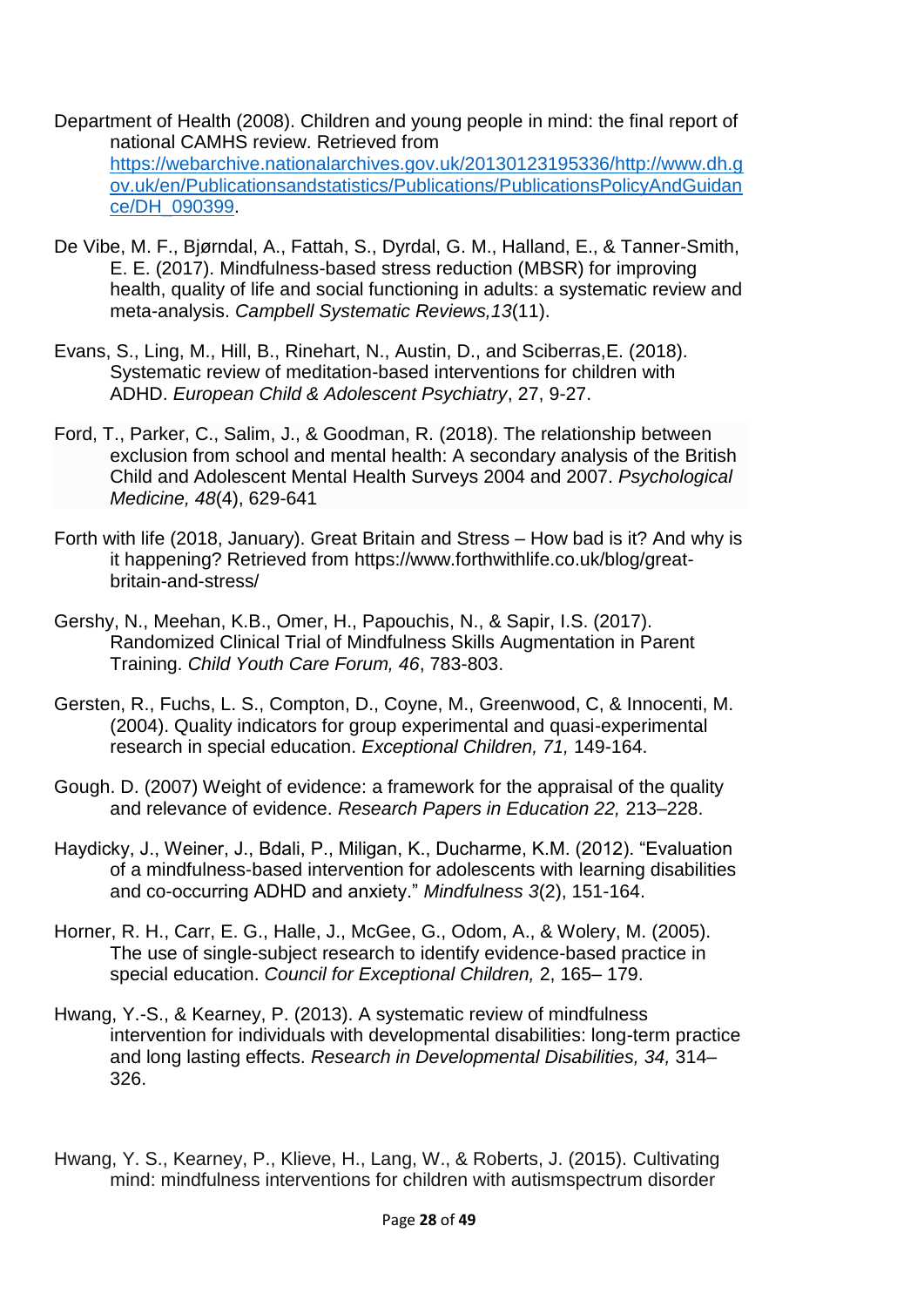Department of Health (2008). Children and young people in mind: the final report of national CAMHS review. Retrieved from https://webarchive.nationalarchives.gov.uk/20130123195336/http://www.dh.gov.uk/en/Publicationsandstatistics/Publications/PublicationsPolicyAndGuidance/DH_090399.

De Vibe, M. F., Bjørndal, A., Fattah, S., Dyrdal, G. M., Halland, E., & Tanner-Smith, E. E. (2017). Mindfulness-based stress reduction (MBSR) for improving health, quality of life and social functioning in adults: a systematic review and meta-analysis. *Campbell Systematic Reviews,13*(11).

Evans, S., Ling, M., Hill, B., Rinehart, N., Austin, D., and Sciberras,E. (2018). Systematic review of meditation-based interventions for children with ADHD. *European Child & Adolescent Psychiatry*, 27, 9-27.

Ford, T., Parker, C., Salim, J., & Goodman, R. (2018). The relationship between exclusion from school and mental health: A secondary analysis of the British Child and Adolescent Mental Health Surveys 2004 and 2007. *Psychological Medicine, 48*(4), 629-641

Forth with life (2018, January). Great Britain and Stress – How bad is it? And why is it happening? Retrieved from https://www.forthwithlife.co.uk/blog/great-britain-and-stress/

Gershy, N., Meehan, K.B., Omer, H., Papouchis, N., & Sapir, I.S. (2017). Randomized Clinical Trial of Mindfulness Skills Augmentation in Parent Training. *Child Youth Care Forum, 46*, 783-803.

Gersten, R., Fuchs, L. S., Compton, D., Coyne, M., Greenwood, C, & Innocenti, M. (2004). Quality indicators for group experimental and quasi-experimental research in special education. *Exceptional Children, 71,* 149-164.

Gough. D. (2007) Weight of evidence: a framework for the appraisal of the quality and relevance of evidence. *Research Papers in Education 22,* 213–228.

Haydicky, J., Weiner, J., Bdali, P., Miligan, K., Ducharme, K.M. (2012). "Evaluation of a mindfulness-based intervention for adolescents with learning disabilities and co-occurring ADHD and anxiety." *Mindfulness 3*(2), 151-164.

Horner, R. H., Carr, E. G., Halle, J., McGee, G., Odom, A., & Wolery, M. (2005). The use of single-subject research to identify evidence-based practice in special education. *Council for Exceptional Children,* 2, 165– 179.

Hwang, Y.-S., & Kearney, P. (2013). A systematic review of mindfulness intervention for individuals with developmental disabilities: long-term practice and long lasting effects. *Research in Developmental Disabilities, 34,* 314–326.

Hwang, Y. S., Kearney, P., Klieve, H., Lang, W., & Roberts, J. (2015). Cultivating mind: mindfulness interventions for children with autismspectrum disorder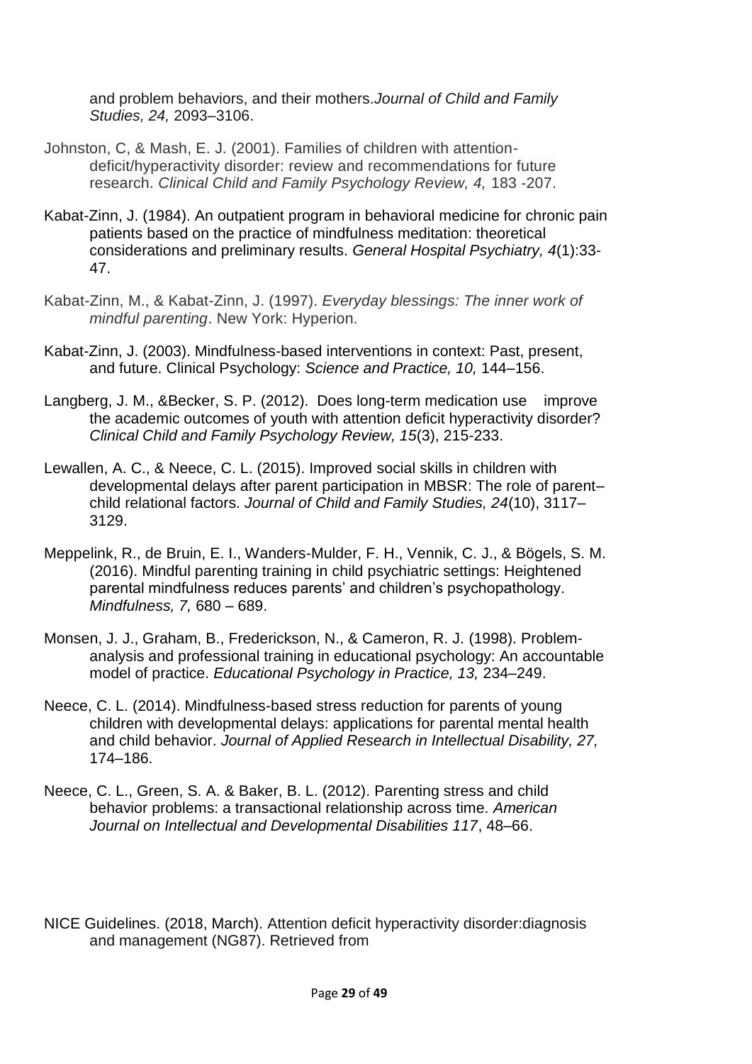and problem behaviors, and their mothers.*Journal of Child and Family Studies, 24,* 2093–3106.

Johnston, C, & Mash, E. J. (2001). Families of children with attention-deficit/hyperactivity disorder: review and recommendations for future research. *Clinical Child and Family Psychology Review, 4,* 183 -207.

Kabat-Zinn, J. (1984). An outpatient program in behavioral medicine for chronic pain patients based on the practice of mindfulness meditation: theoretical considerations and preliminary results. *General Hospital Psychiatry, 4*(1):33-47.

Kabat-Zinn, M., & Kabat-Zinn, J. (1997). *Everyday blessings: The inner work of mindful parenting*. New York: Hyperion.

Kabat-Zinn, J. (2003). Mindfulness-based interventions in context: Past, present, and future. Clinical Psychology: *Science and Practice, 10,* 144–156.

Langberg, J. M., &Becker, S. P. (2012). Does long-term medication use improve the academic outcomes of youth with attention deficit hyperactivity disorder? *Clinical Child and Family Psychology Review, 15*(3), 215-233.

Lewallen, A. C., & Neece, C. L. (2015). Improved social skills in children with developmental delays after parent participation in MBSR: The role of parent–child relational factors. *Journal of Child and Family Studies, 24*(10), 3117–3129.

Meppelink, R., de Bruin, E. I., Wanders-Mulder, F. H., Vennik, C. J., & Bögels, S. M. (2016). Mindful parenting training in child psychiatric settings: Heightened parental mindfulness reduces parents' and children's psychopathology. *Mindfulness, 7,* 680 – 689.

Monsen, J. J., Graham, B., Frederickson, N., & Cameron, R. J. (1998). Problem-analysis and professional training in educational psychology: An accountable model of practice. *Educational Psychology in Practice, 13,* 234–249.

Neece, C. L. (2014). Mindfulness-based stress reduction for parents of young children with developmental delays: applications for parental mental health and child behavior. *Journal of Applied Research in Intellectual Disability, 27,* 174–186.

Neece, C. L., Green, S. A. & Baker, B. L. (2012). Parenting stress and child behavior problems: a transactional relationship across time. *American Journal on Intellectual and Developmental Disabilities 117*, 48–66.

NICE Guidelines. (2018, March). Attention deficit hyperactivity disorder:diagnosis and management (NG87). Retrieved from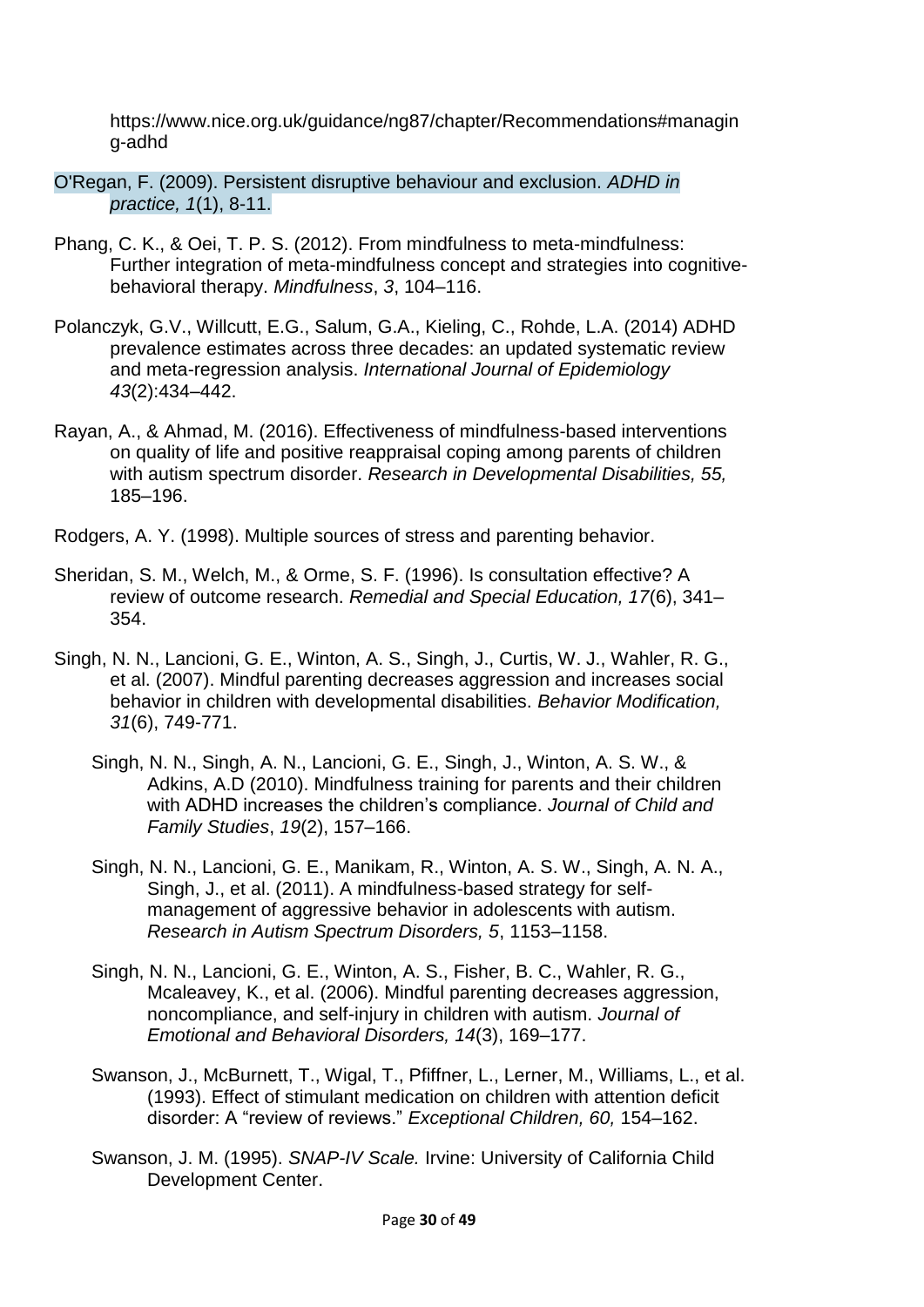https://www.nice.org.uk/guidance/ng87/chapter/Recommendations#managing-adhd

O'Regan, F. (2009). Persistent disruptive behaviour and exclusion. *ADHD in practice, 1*(1), 8-11.

Phang, C. K., & Oei, T. P. S. (2012). From mindfulness to meta-mindfulness: Further integration of meta-mindfulness concept and strategies into cognitive-behavioral therapy. *Mindfulness*, *3*, 104–116.

Polanczyk, G.V., Willcutt, E.G., Salum, G.A., Kieling, C., Rohde, L.A. (2014) ADHD prevalence estimates across three decades: an updated systematic review and meta-regression analysis. *International Journal of Epidemiology 43*(2):434–442.

Rayan, A., & Ahmad, M. (2016). Effectiveness of mindfulness-based interventions on quality of life and positive reappraisal coping among parents of children with autism spectrum disorder. *Research in Developmental Disabilities, 55,* 185–196.

Rodgers, A. Y. (1998). Multiple sources of stress and parenting behavior.

Sheridan, S. M., Welch, M., & Orme, S. F. (1996). Is consultation effective? A review of outcome research. *Remedial and Special Education, 17*(6), 341–354.

Singh, N. N., Lancioni, G. E., Winton, A. S., Singh, J., Curtis, W. J., Wahler, R. G., et al. (2007). Mindful parenting decreases aggression and increases social behavior in children with developmental disabilities. *Behavior Modification, 31*(6), 749-771.

Singh, N. N., Singh, A. N., Lancioni, G. E., Singh, J., Winton, A. S. W., & Adkins, A.D (2010). Mindfulness training for parents and their children with ADHD increases the children's compliance. *Journal of Child and Family Studies*, *19*(2), 157–166.

Singh, N. N., Lancioni, G. E., Manikam, R., Winton, A. S. W., Singh, A. N. A., Singh, J., et al. (2011). A mindfulness-based strategy for self-management of aggressive behavior in adolescents with autism. *Research in Autism Spectrum Disorders, 5*, 1153–1158.

Singh, N. N., Lancioni, G. E., Winton, A. S., Fisher, B. C., Wahler, R. G., Mcaleavey, K., et al. (2006). Mindful parenting decreases aggression, noncompliance, and self-injury in children with autism. *Journal of Emotional and Behavioral Disorders, 14*(3), 169–177.

Swanson, J., McBurnett, T., Wigal, T., Pfiffner, L., Lerner, M., Williams, L., et al. (1993). Effect of stimulant medication on children with attention deficit disorder: A "review of reviews." *Exceptional Children, 60,* 154–162.

Swanson, J. M. (1995). *SNAP-IV Scale.* Irvine: University of California Child Development Center.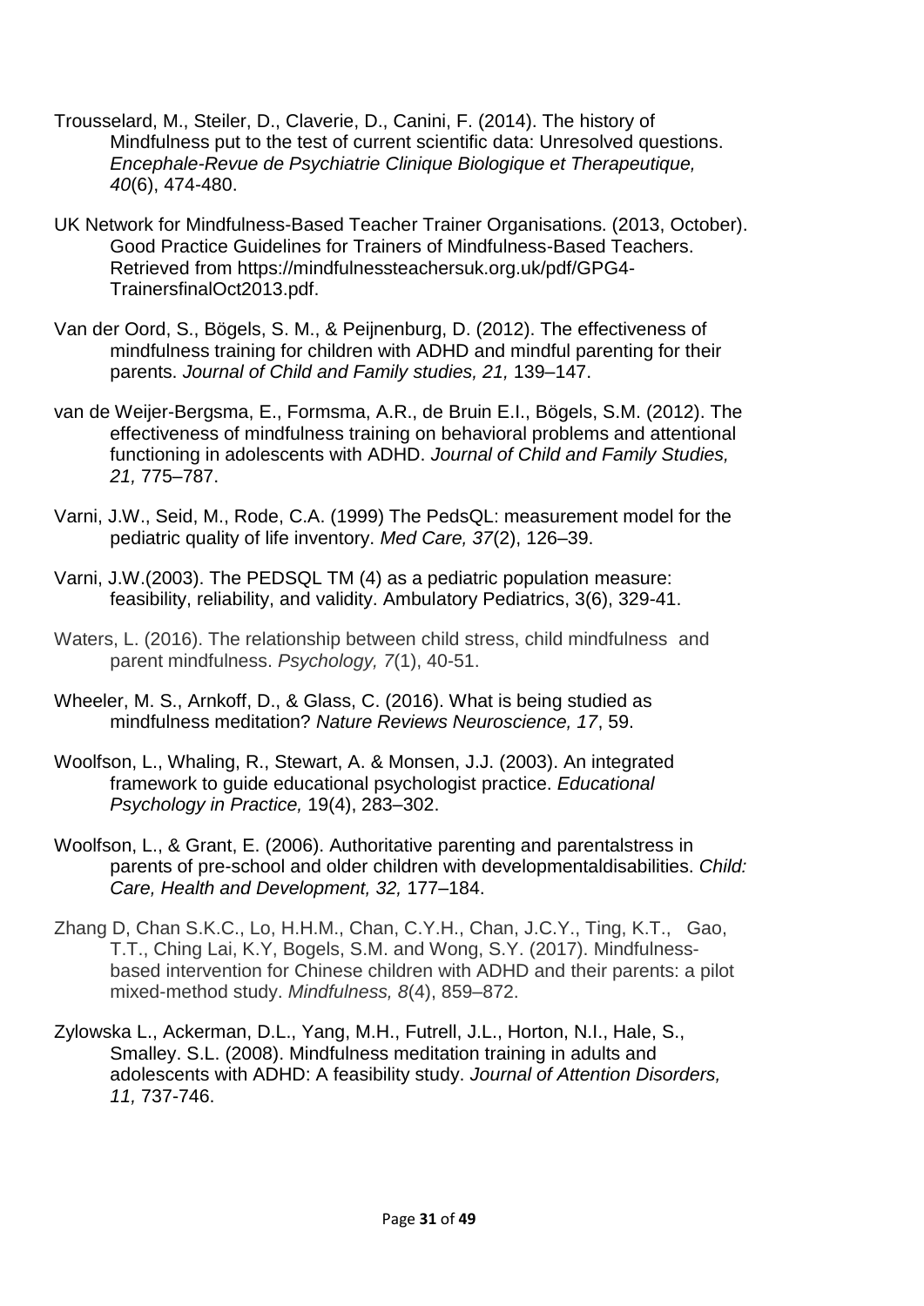Trousselard, M., Steiler, D., Claverie, D., Canini, F. (2014). The history of Mindfulness put to the test of current scientific data: Unresolved questions. *Encephale-Revue de Psychiatrie Clinique Biologique et Therapeutique, 40*(6), 474-480.

UK Network for Mindfulness-Based Teacher Trainer Organisations. (2013, October). Good Practice Guidelines for Trainers of Mindfulness-Based Teachers. Retrieved from https://mindfulnessteachersuk.org.uk/pdf/GPG4-TrainersfinalOct2013.pdf.

Van der Oord, S., Bögels, S. M., & Peijnenburg, D. (2012). The effectiveness of mindfulness training for children with ADHD and mindful parenting for their parents. *Journal of Child and Family studies, 21,* 139–147.

van de Weijer-Bergsma, E., Formsma, A.R., de Bruin E.I., Bögels, S.M. (2012). The effectiveness of mindfulness training on behavioral problems and attentional functioning in adolescents with ADHD. *Journal of Child and Family Studies, 21,* 775–787.

Varni, J.W., Seid, M., Rode, C.A. (1999) The PedsQL: measurement model for the pediatric quality of life inventory. *Med Care, 37*(2), 126–39.

Varni, J.W.(2003). The PEDSQL TM (4) as a pediatric population measure: feasibility, reliability, and validity. Ambulatory Pediatrics, 3(6), 329-41.

Waters, L. (2016). The relationship between child stress, child mindfulness and parent mindfulness. *Psychology, 7*(1), 40-51.

Wheeler, M. S., Arnkoff, D., & Glass, C. (2016). What is being studied as mindfulness meditation? *Nature Reviews Neuroscience, 17*, 59.

Woolfson, L., Whaling, R., Stewart, A. & Monsen, J.J. (2003). An integrated framework to guide educational psychologist practice. *Educational Psychology in Practice,* 19(4), 283–302.

Woolfson, L., & Grant, E. (2006). Authoritative parenting and parentalstress in parents of pre-school and older children with developmentaldisabilities. *Child: Care, Health and Development, 32,* 177–184.

Zhang D, Chan S.K.C., Lo, H.H.M., Chan, C.Y.H., Chan, J.C.Y., Ting, K.T., Gao, T.T., Ching Lai, K.Y, Bogels, S.M. and Wong, S.Y. (2017). Mindfulness-based intervention for Chinese children with ADHD and their parents: a pilot mixed-method study. *Mindfulness, 8*(4), 859–872.

Zylowska L., Ackerman, D.L., Yang, M.H., Futrell, J.L., Horton, N.I., Hale, S., Smalley. S.L. (2008). Mindfulness meditation training in adults and adolescents with ADHD: A feasibility study. *Journal of Attention Disorders, 11,* 737-746.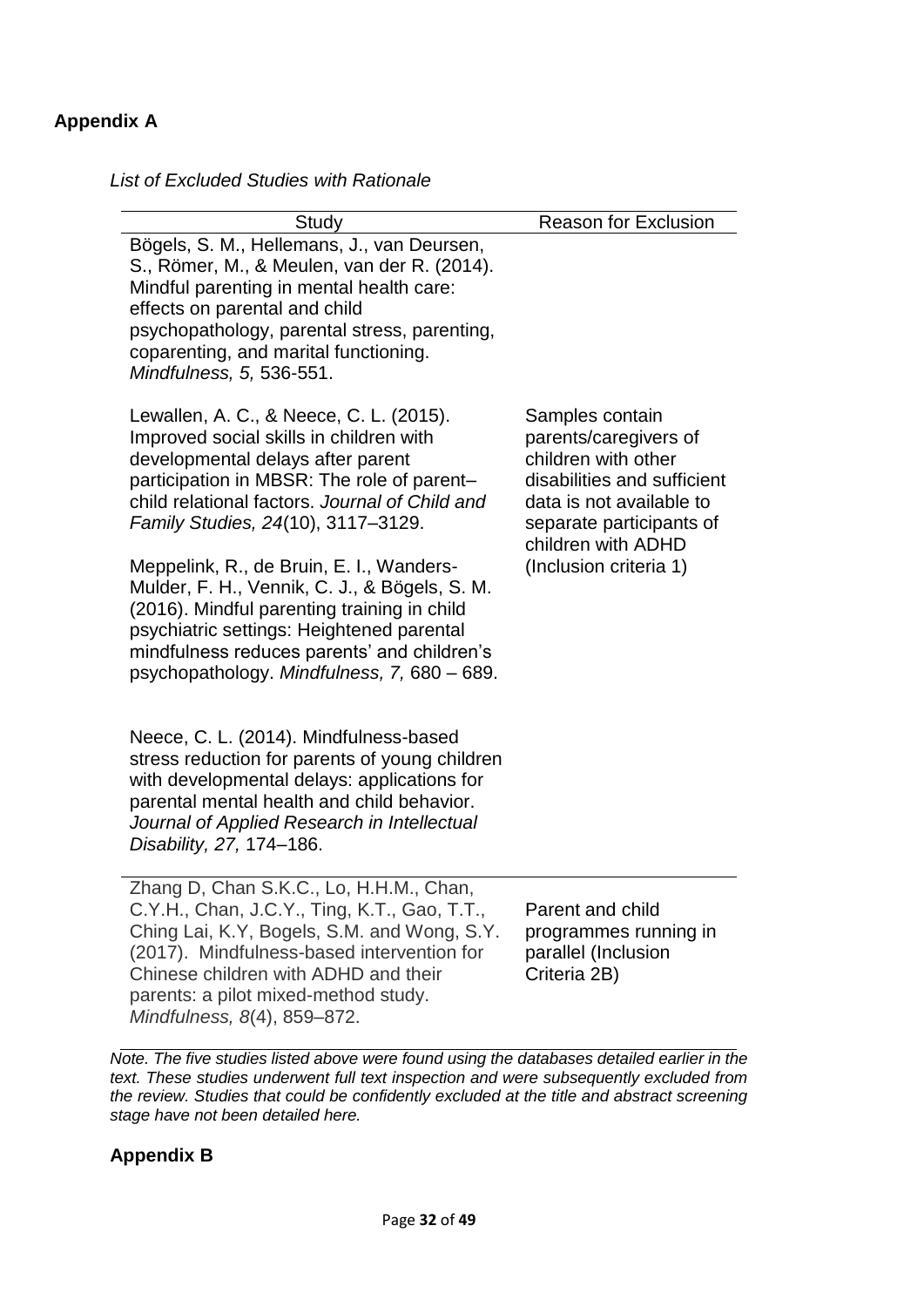## Appendix A

*List of Excluded Studies with Rationale*

| Study | Reason for Exclusion |
|---|---|
| Bögels, S. M., Hellemans, J., van Deursen, S., Römer, M., & Meulen, van der R. (2014). Mindful parenting in mental health care: effects on parental and child psychopathology, parental stress, parenting, coparenting, and marital functioning. *Mindfulness, 5,* 536-551. | Samples contain parents/caregivers of children with other disabilities and sufficient data is not available to separate participants of children with ADHD (Inclusion criteria 1) |
| Lewallen, A. C., & Neece, C. L. (2015). Improved social skills in children with developmental delays after parent participation in MBSR: The role of parent–child relational factors. *Journal of Child and Family Studies, 24*(10), 3117–3129. | |
| Meppelink, R., de Bruin, E. I., Wanders-Mulder, F. H., Vennik, C. J., & Bögels, S. M. (2016). Mindful parenting training in child psychiatric settings: Heightened parental mindfulness reduces parents' and children's psychopathology. *Mindfulness, 7,* 680 – 689. | |
| Neece, C. L. (2014). Mindfulness-based stress reduction for parents of young children with developmental delays: applications for parental mental health and child behavior. *Journal of Applied Research in Intellectual Disability, 27,* 174–186. | |
| Zhang D, Chan S.K.C., Lo, H.H.M., Chan, C.Y.H., Chan, J.C.Y., Ting, K.T., Gao, T.T., Ching Lai, K.Y, Bogels, S.M. and Wong, S.Y. (2017). Mindfulness-based intervention for Chinese children with ADHD and their parents: a pilot mixed-method study. *Mindfulness, 8*(4), 859–872. | Parent and child programmes running in parallel (Inclusion Criteria 2B) |

*Note. The five studies listed above were found using the databases detailed earlier in the text. These studies underwent full text inspection and were subsequently excluded from the review. Studies that could be confidently excluded at the title and abstract screening stage have not been detailed here.*

## Appendix B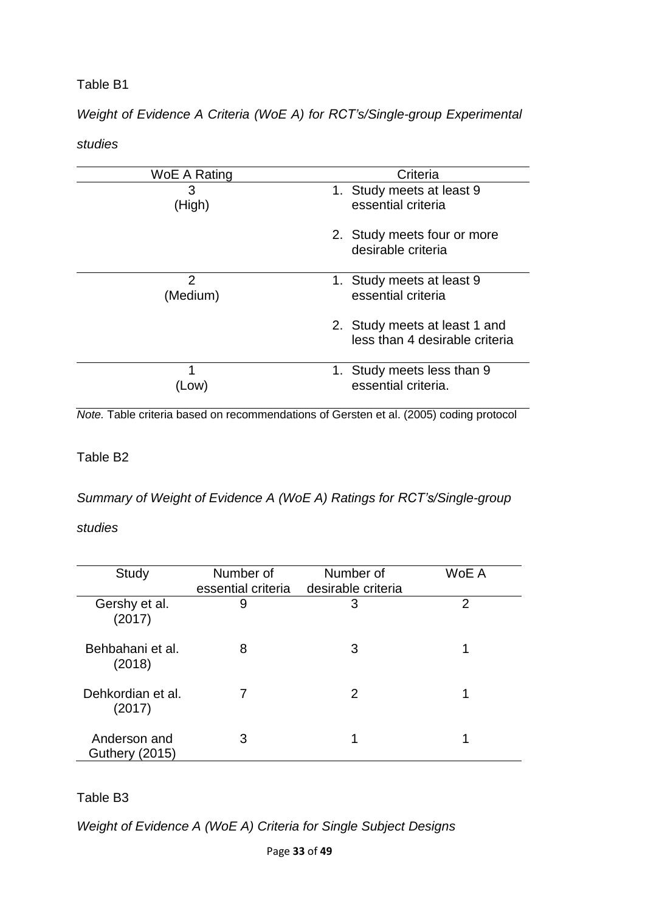Table B1

*Weight of Evidence A Criteria (WoE A) for RCT's/Single-group Experimental studies*

| WoE A Rating | Criteria |
|---|---|
| 3 (High) | 1. Study meets at least 9 essential criteria<br>2. Study meets four or more desirable criteria |
| 2 (Medium) | 1. Study meets at least 9 essential criteria<br>2. Study meets at least 1 and less than 4 desirable criteria |
| 1 (Low) | 1. Study meets less than 9 essential criteria. |

*Note.* Table criteria based on recommendations of Gersten et al. (2005) coding protocol

Table B2

*Summary of Weight of Evidence A (WoE A) Ratings for RCT's/Single-group studies*

| Study | Number of essential criteria | Number of desirable criteria | WoE A |
|---|---|---|---|
| Gershy et al. (2017) | 9 | 3 | 2 |
| Behbahani et al. (2018) | 8 | 3 | 1 |
| Dehkordian et al. (2017) | 7 | 2 | 1 |
| Anderson and Guthery (2015) | 3 | 1 | 1 |

Table B3

*Weight of Evidence A (WoE A) Criteria for Single Subject Designs*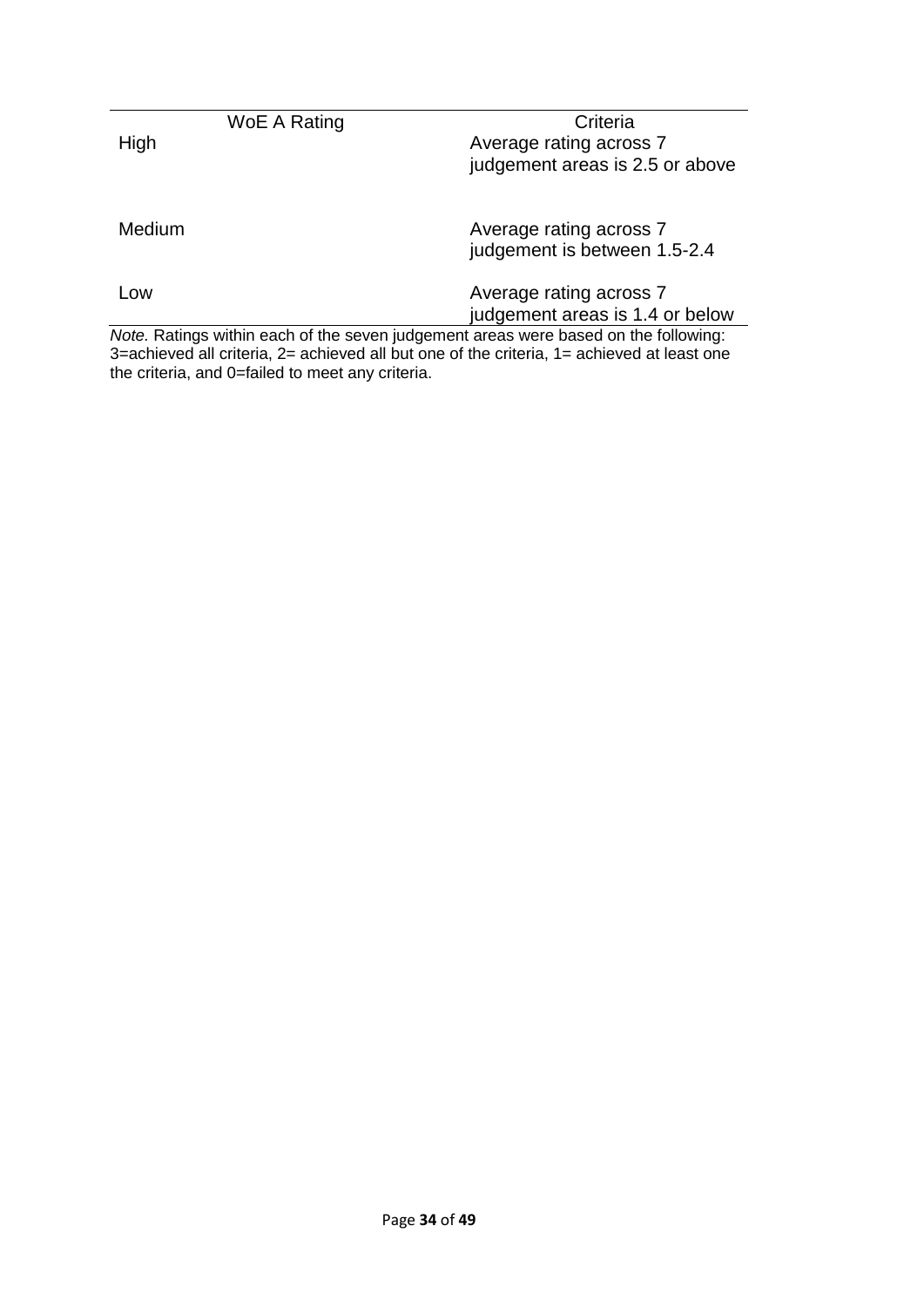| WoE A Rating | Criteria |
|---|---|
| High | Average rating across 7 judgement areas is 2.5 or above |
| Medium | Average rating across 7 judgement is between 1.5-2.4 |
| Low | Average rating across 7 judgement areas is 1.4 or below |

*Note.* Ratings within each of the seven judgement areas were based on the following: 3=achieved all criteria, 2= achieved all but one of the criteria, 1= achieved at least one the criteria, and 0=failed to meet any criteria.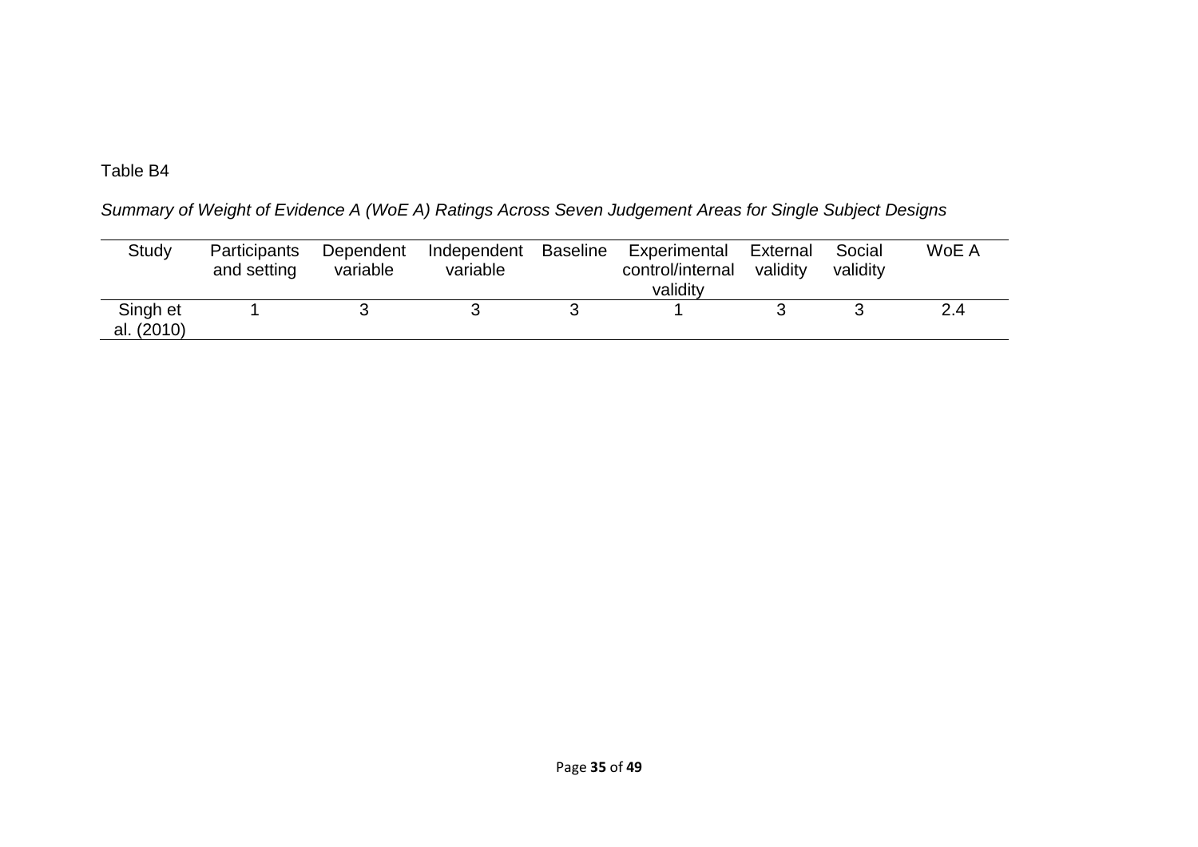Table B4

*Summary of Weight of Evidence A (WoE A) Ratings Across Seven Judgement Areas for Single Subject Designs*

| Study | Participants and setting | Dependent variable | Independent variable | Baseline | Experimental control/internal validity | External validity | Social validity | WoE A |
|---|---|---|---|---|---|---|---|---|
| Singh et al. (2010) | 1 | 3 | 3 | 3 | 1 | 3 | 3 | 2.4 |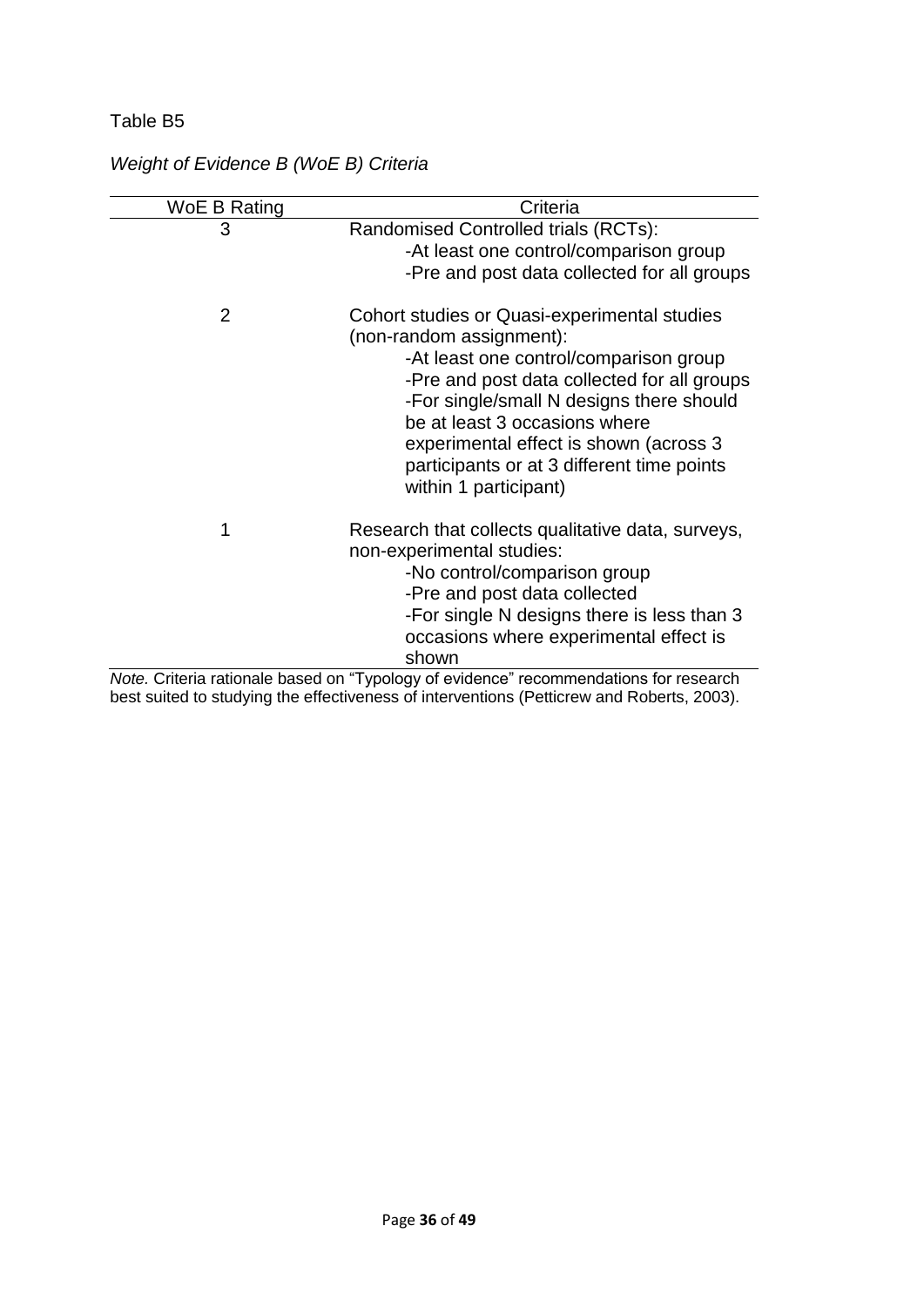Table B5

*Weight of Evidence B (WoE B) Criteria*

| WoE B Rating | Criteria |
|---|---|
| 3 | Randomised Controlled trials (RCTs):<br>-At least one control/comparison group<br>-Pre and post data collected for all groups |
| 2 | Cohort studies or Quasi-experimental studies (non-random assignment):<br>-At least one control/comparison group<br>-Pre and post data collected for all groups<br>-For single/small N designs there should be at least 3 occasions where experimental effect is shown (across 3 participants or at 3 different time points within 1 participant) |
| 1 | Research that collects qualitative data, surveys, non-experimental studies:<br>-No control/comparison group<br>-Pre and post data collected<br>-For single N designs there is less than 3 occasions where experimental effect is shown |

*Note.* Criteria rationale based on "Typology of evidence" recommendations for research best suited to studying the effectiveness of interventions (Petticrew and Roberts, 2003).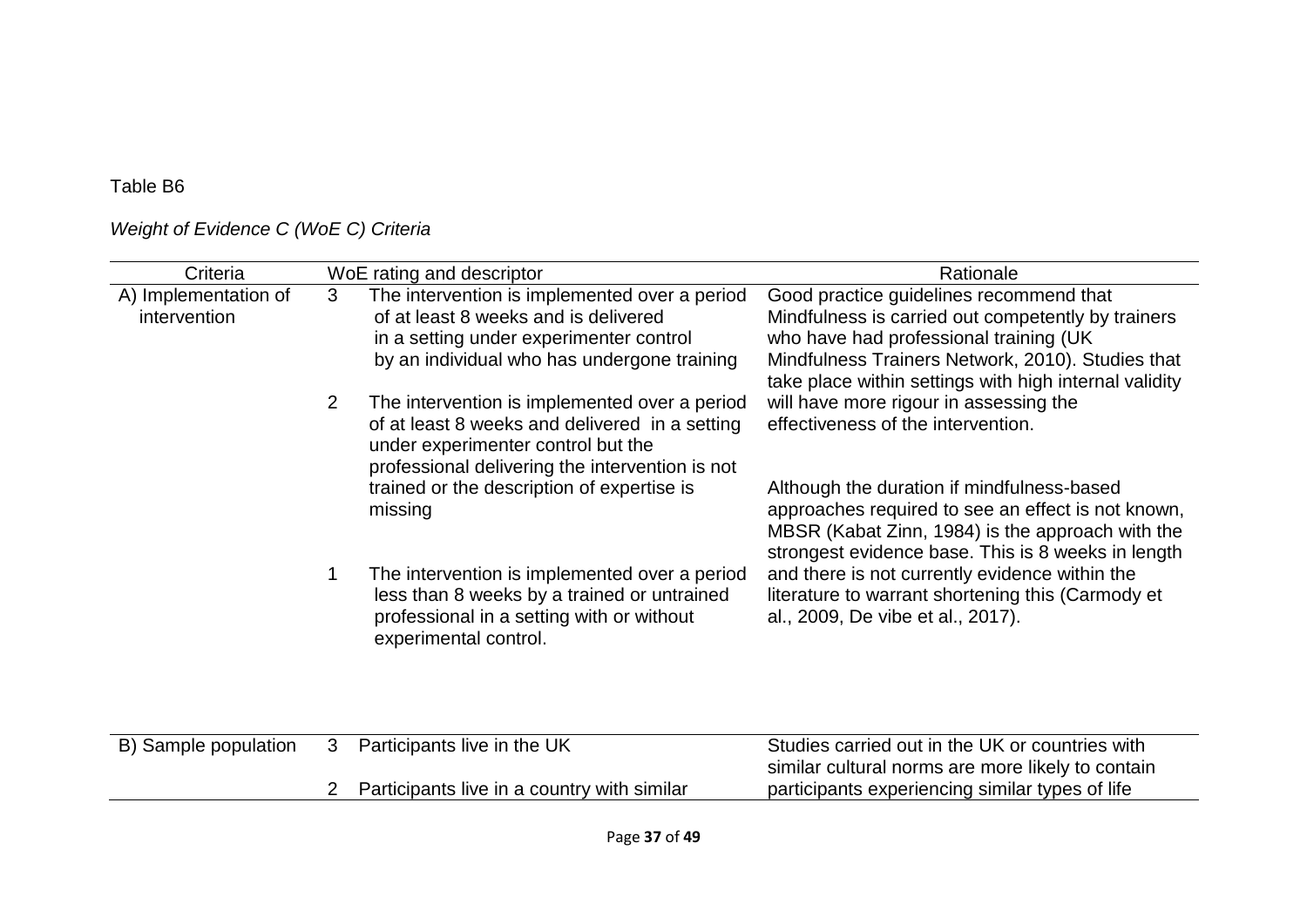Table B6

*Weight of Evidence C (WoE C) Criteria*

| Criteria | WoE rating and descriptor | | Rationale |
|---|---|---|---|
| A) Implementation of intervention | 3 | The intervention is implemented over a period of at least 8 weeks and is delivered in a setting under experimenter control by an individual who has undergone training | Good practice guidelines recommend that Mindfulness is carried out competently by trainers who have had professional training (UK Mindfulness Trainers Network, 2010). Studies that take place within settings with high internal validity will have more rigour in assessing the effectiveness of the intervention. |
| | 2 | The intervention is implemented over a period of at least 8 weeks and delivered in a setting under experimenter control but the professional delivering the intervention is not trained or the description of expertise is missing | Although the duration if mindfulness-based approaches required to see an effect is not known, MBSR (Kabat Zinn, 1984) is the approach with the strongest evidence base. This is 8 weeks in length and there is not currently evidence within the literature to warrant shortening this (Carmody et al., 2009, De vibe et al., 2017). |
| | 1 | The intervention is implemented over a period less than 8 weeks by a trained or untrained professional in a setting with or without experimental control. | |
| B) Sample population | 3 | Participants live in the UK | Studies carried out in the UK or countries with similar cultural norms are more likely to contain participants experiencing similar types of life |
| | 2 | Participants live in a country with similar | |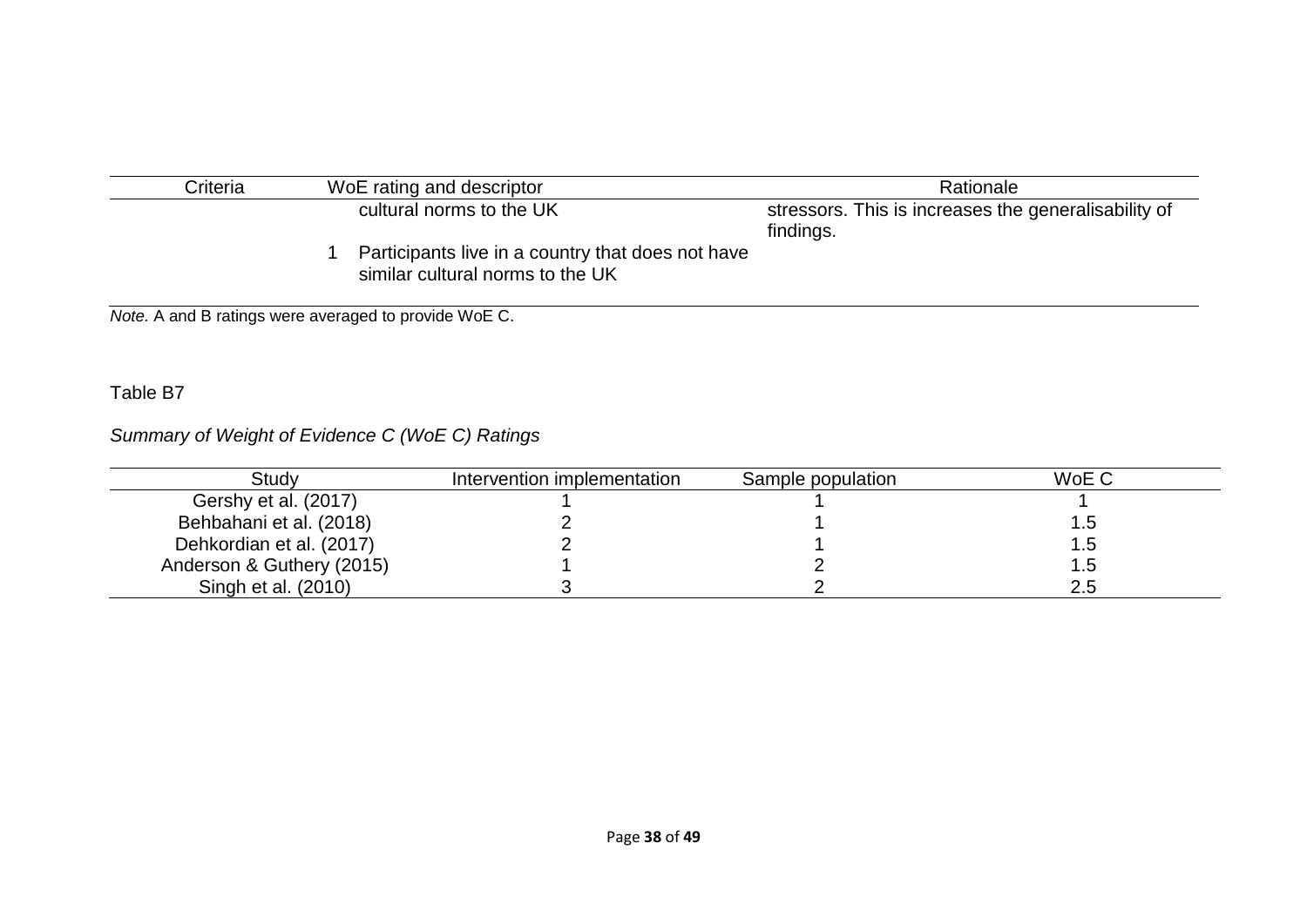| Criteria | WoE rating and descriptor | Rationale |
|---|---|---|
| | cultural norms to the UK | stressors. This is increases the generalisability of findings. |
| | 1 Participants live in a country that does not have similar cultural norms to the UK | |

*Note.* A and B ratings were averaged to provide WoE C.

Table B7

*Summary of Weight of Evidence C (WoE C) Ratings*

| Study | Intervention implementation | Sample population | WoE C |
|---|---|---|---|
| Gershy et al. (2017) | 1 | 1 | 1 |
| Behbahani et al. (2018) | 2 | 1 | 1.5 |
| Dehkordian et al. (2017) | 2 | 1 | 1.5 |
| Anderson & Guthery (2015) | 1 | 2 | 1.5 |
| Singh et al. (2010) | 3 | 2 | 2.5 |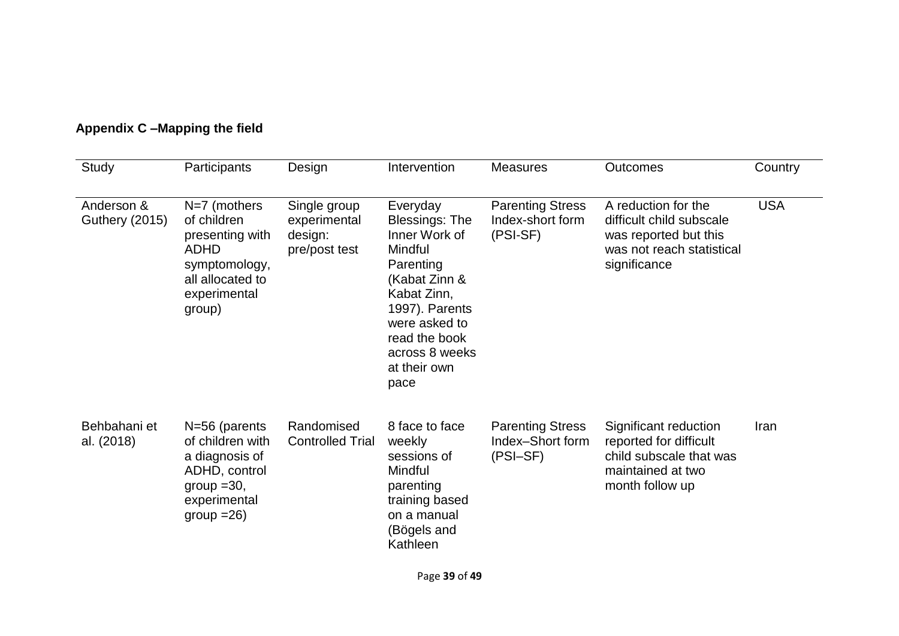**Appendix C –Mapping the field**

| Study | Participants | Design | Intervention | Measures | Outcomes | Country |
|---|---|---|---|---|---|---|
| Anderson & Guthery (2015) | N=7 (mothers of children presenting with ADHD symptomology, all allocated to experimental group) | Single group experimental design: pre/post test | Everyday Blessings: The Inner Work of Mindful Parenting (Kabat Zinn & Kabat Zinn, 1997). Parents were asked to read the book across 8 weeks at their own pace | Parenting Stress Index-short form (PSI-SF) | A reduction for the difficult child subscale was reported but this was not reach statistical significance | USA |
| Behbahani et al. (2018) | N=56 (parents of children with a diagnosis of ADHD, control group =30, experimental group =26) | Randomised Controlled Trial | 8 face to face weekly sessions of Mindful parenting training based on a manual (Bögels and Kathleen | Parenting Stress Index–Short form (PSI–SF) | Significant reduction reported for difficult child subscale that was maintained at two month follow up | Iran |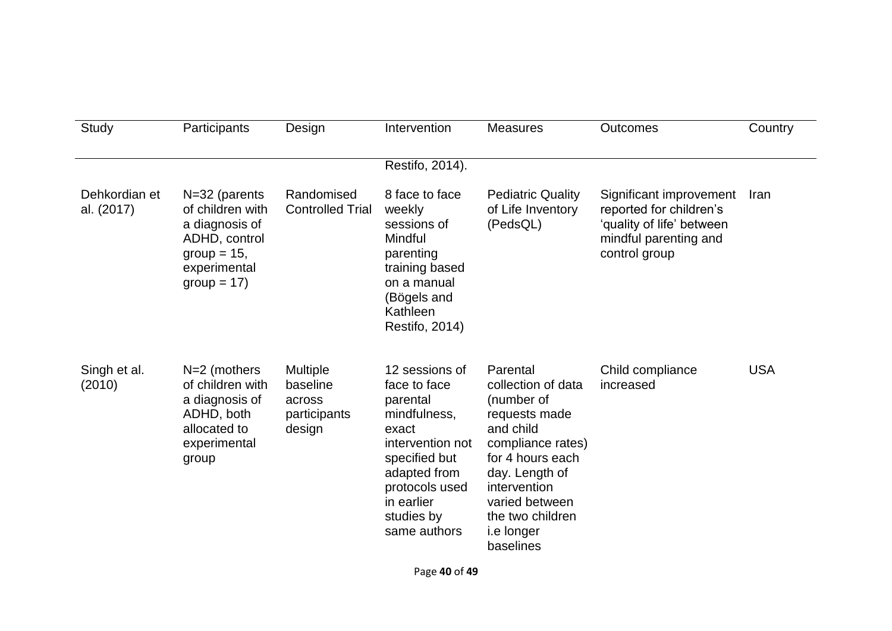| Study | Participants | Design | Intervention | Measures | Outcomes | Country |
|---|---|---|---|---|---|---|
| | | | Restifo, 2014). | | | |
| Dehkordian et al. (2017) | N=32 (parents of children with a diagnosis of ADHD, control group = 15, experimental group = 17) | Randomised Controlled Trial | 8 face to face weekly sessions of Mindful parenting training based on a manual (Bögels and Kathleen Restifo, 2014) | Pediatric Quality of Life Inventory (PedsQL) | Significant improvement reported for children's 'quality of life' between mindful parenting and control group | Iran |
| Singh et al. (2010) | N=2 (mothers of children with a diagnosis of ADHD, both allocated to experimental group | Multiple baseline across participants design | 12 sessions of face to face parental mindfulness, exact intervention not specified but adapted from protocols used in earlier studies by same authors | Parental collection of data (number of requests made and child compliance rates) for 4 hours each day. Length of intervention varied between the two children i.e longer baselines | Child compliance increased | USA |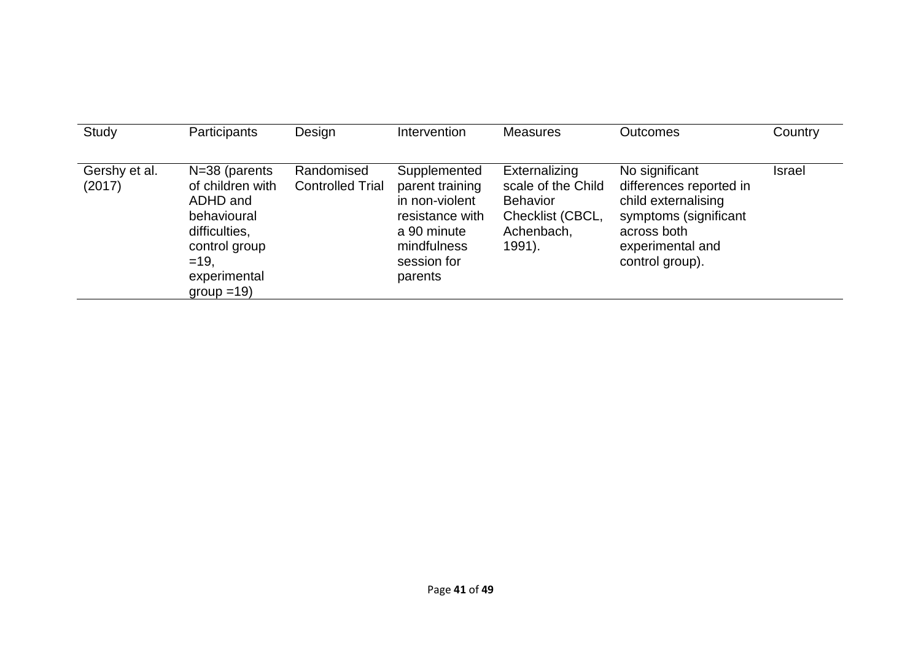| Study | Participants | Design | Intervention | Measures | Outcomes | Country |
|---|---|---|---|---|---|---|
| Gershy et al. (2017) | N=38 (parents of children with ADHD and behavioural difficulties, control group =19, experimental group =19) | Randomised Controlled Trial | Supplemented parent training in non-violent resistance with a 90 minute mindfulness session for parents | Externalizing scale of the Child Behavior Checklist (CBCL, Achenbach, 1991). | No significant differences reported in child externalising symptoms (significant across both experimental and control group). | Israel |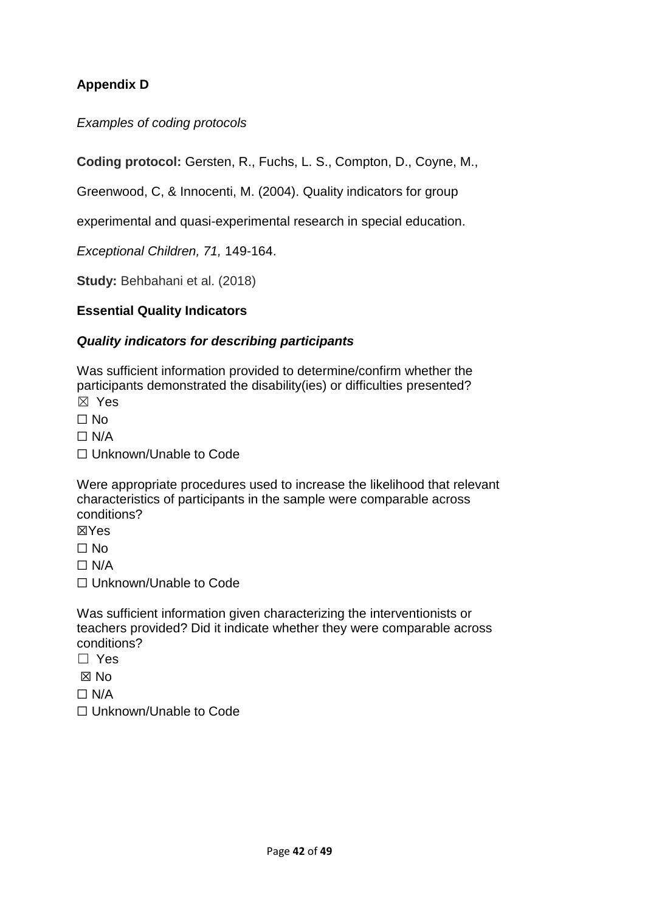**Appendix D**

*Examples of coding protocols*

**Coding protocol:** Gersten, R., Fuchs, L. S., Compton, D., Coyne, M., Greenwood, C, & Innocenti, M. (2004). Quality indicators for group experimental and quasi-experimental research in special education. *Exceptional Children, 71,* 149-164.

**Study:** Behbahani et al. (2018)

**Essential Quality Indicators**

***Quality indicators for describing participants***

Was sufficient information provided to determine/confirm whether the participants demonstrated the disability(ies) or difficulties presented?

☒ Yes

☐ No

☐ N/A

☐ Unknown/Unable to Code

Were appropriate procedures used to increase the likelihood that relevant characteristics of participants in the sample were comparable across conditions?

☒Yes

☐ No

☐ N/A

☐ Unknown/Unable to Code

Was sufficient information given characterizing the interventionists or teachers provided? Did it indicate whether they were comparable across conditions?

☐ Yes

☒ No

☐ N/A

☐ Unknown/Unable to Code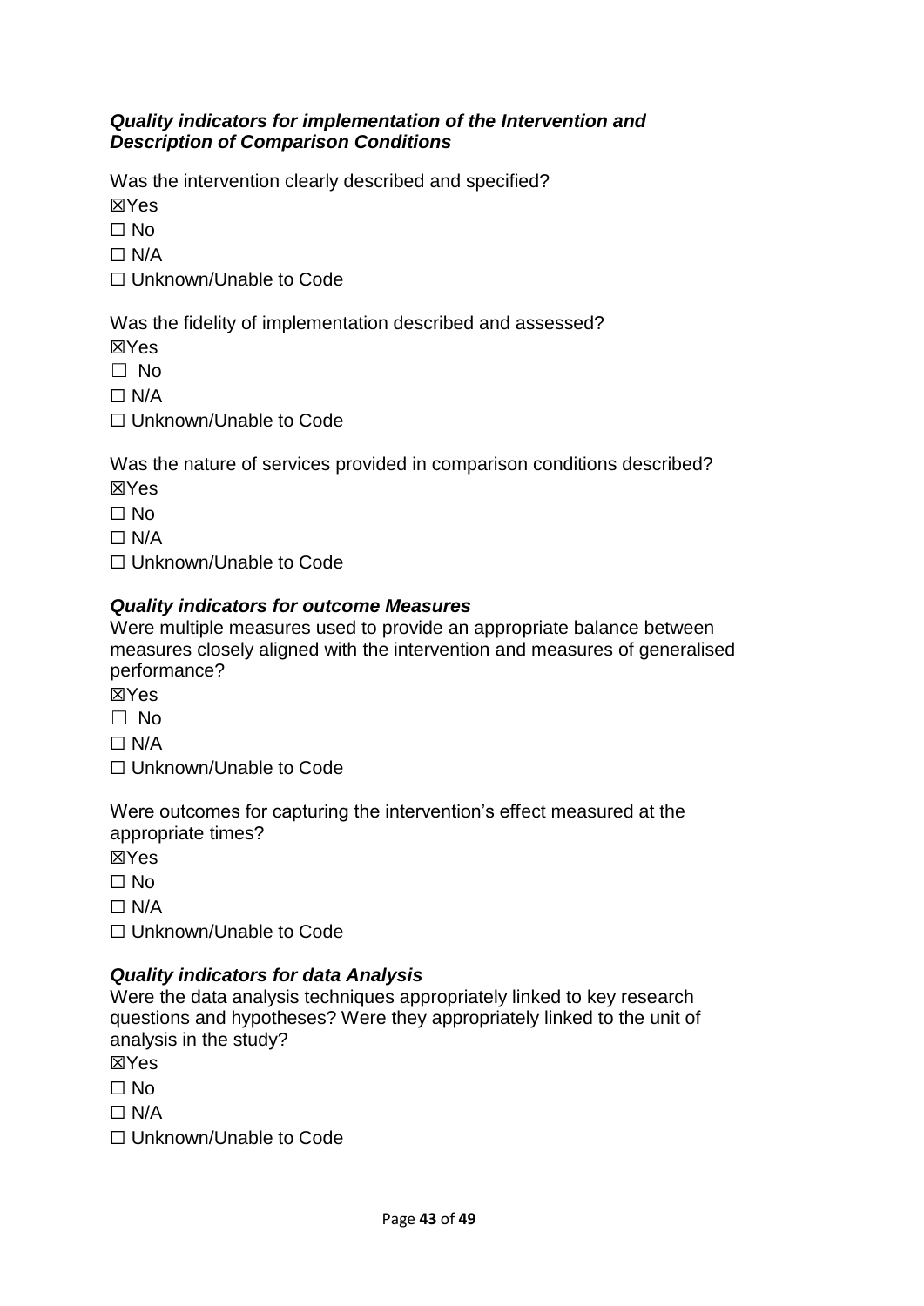***Quality indicators for implementation of the Intervention and Description of Comparison Conditions***

Was the intervention clearly described and specified?

☒Yes

☐ No

☐ N/A

☐ Unknown/Unable to Code

Was the fidelity of implementation described and assessed?

☒Yes

☐ No

☐ N/A

☐ Unknown/Unable to Code

Was the nature of services provided in comparison conditions described?

☒Yes

☐ No

☐ N/A

☐ Unknown/Unable to Code

***Quality indicators for outcome Measures***

Were multiple measures used to provide an appropriate balance between measures closely aligned with the intervention and measures of generalised performance?

☒Yes

☐ No

☐ N/A

☐ Unknown/Unable to Code

Were outcomes for capturing the intervention's effect measured at the appropriate times?

☒Yes

☐ No

☐ N/A

☐ Unknown/Unable to Code

***Quality indicators for data Analysis***

Were the data analysis techniques appropriately linked to key research questions and hypotheses? Were they appropriately linked to the unit of analysis in the study?

☒Yes

☐ No

☐ N/A

☐ Unknown/Unable to Code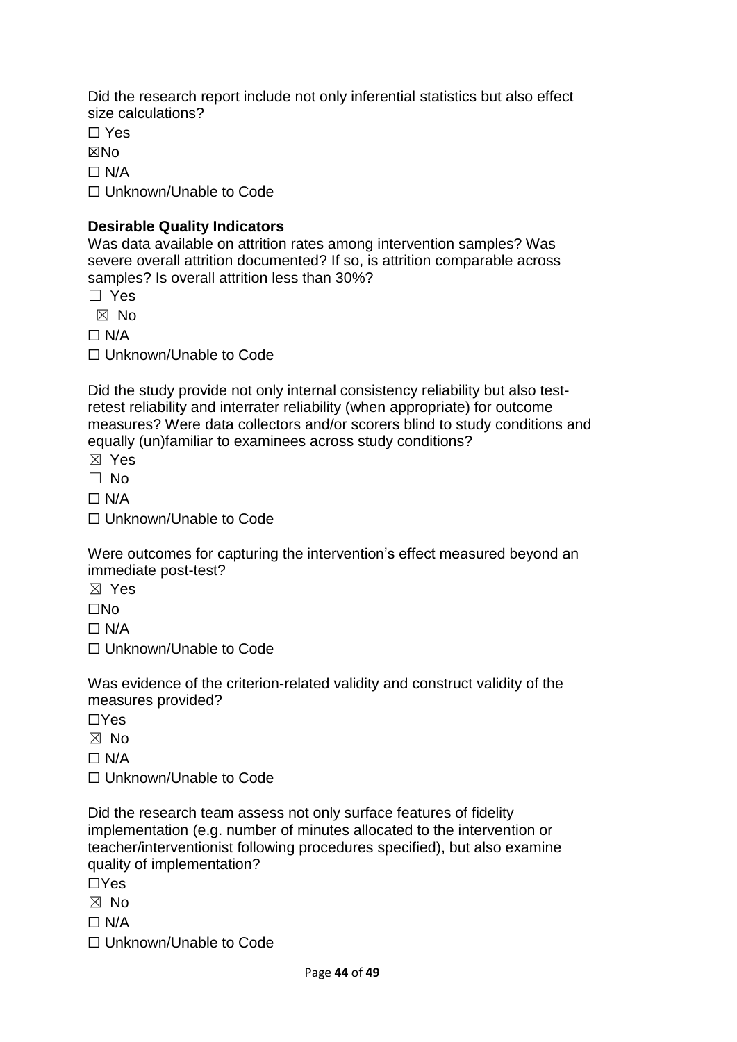Did the research report include not only inferential statistics but also effect size calculations?

☐ Yes

☒No

☐ N/A

☐ Unknown/Unable to Code

**Desirable Quality Indicators**

Was data available on attrition rates among intervention samples? Was severe overall attrition documented? If so, is attrition comparable across samples? Is overall attrition less than 30%?

☐ Yes

☒ No

☐ N/A

☐ Unknown/Unable to Code

Did the study provide not only internal consistency reliability but also test-retest reliability and interrater reliability (when appropriate) for outcome measures? Were data collectors and/or scorers blind to study conditions and equally (un)familiar to examinees across study conditions?

☒ Yes

☐ No

☐ N/A

☐ Unknown/Unable to Code

Were outcomes for capturing the intervention's effect measured beyond an immediate post-test?

☒ Yes

☐No

☐ N/A

☐ Unknown/Unable to Code

Was evidence of the criterion-related validity and construct validity of the measures provided?

☐Yes

☒ No

☐ N/A

☐ Unknown/Unable to Code

Did the research team assess not only surface features of fidelity implementation (e.g. number of minutes allocated to the intervention or teacher/interventionist following procedures specified), but also examine quality of implementation?

☐Yes

☒ No

☐ N/A

☐ Unknown/Unable to Code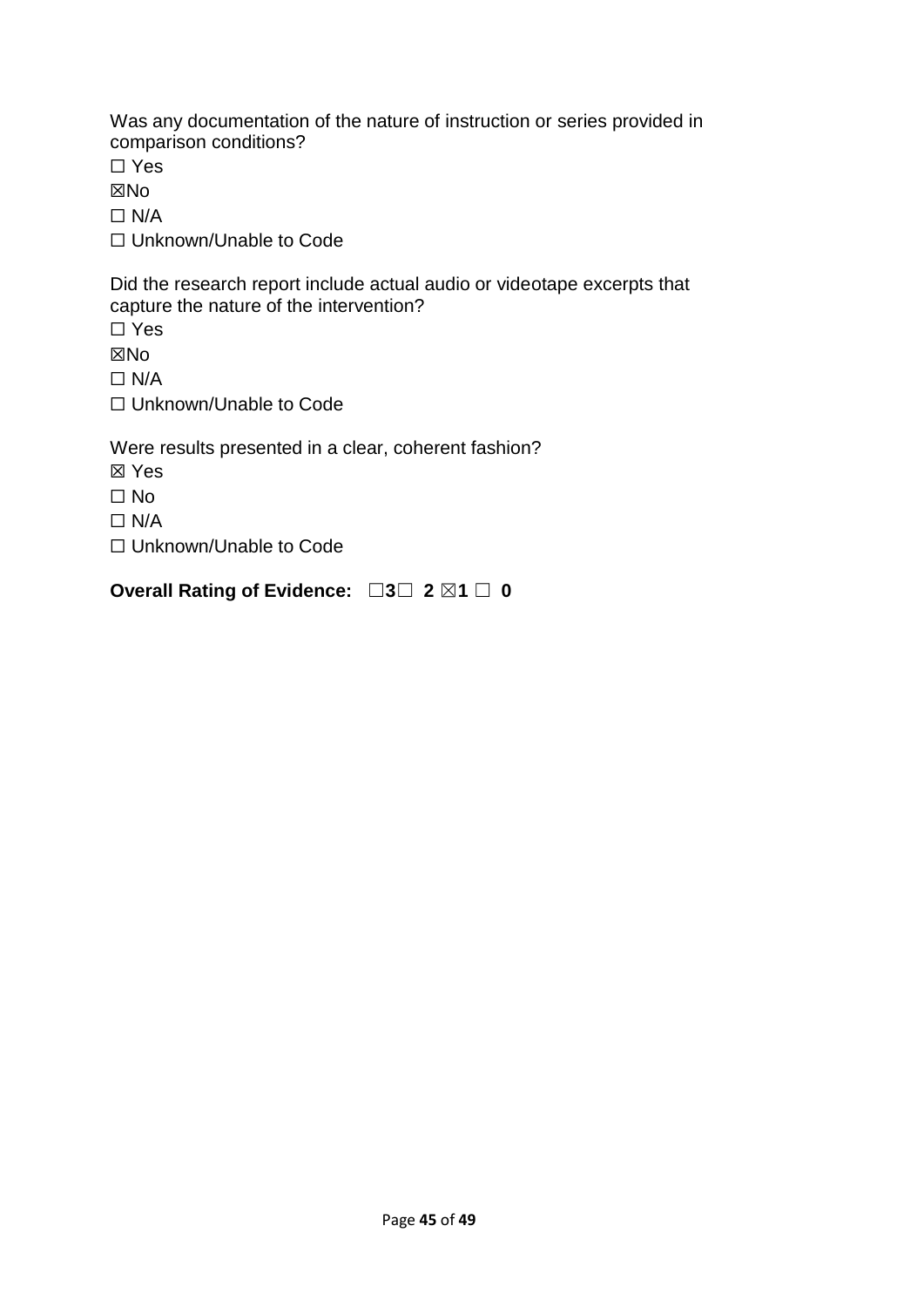Was any documentation of the nature of instruction or series provided in comparison conditions?

☐ Yes

☒No

☐ N/A

☐ Unknown/Unable to Code

Did the research report include actual audio or videotape excerpts that capture the nature of the intervention?

☐ Yes

☒No

☐ N/A

☐ Unknown/Unable to Code

Were results presented in a clear, coherent fashion?

☒ Yes

☐ No

☐ N/A

☐ Unknown/Unable to Code

**Overall Rating of Evidence: ☐3☐ 2 ☒1 ☐ 0**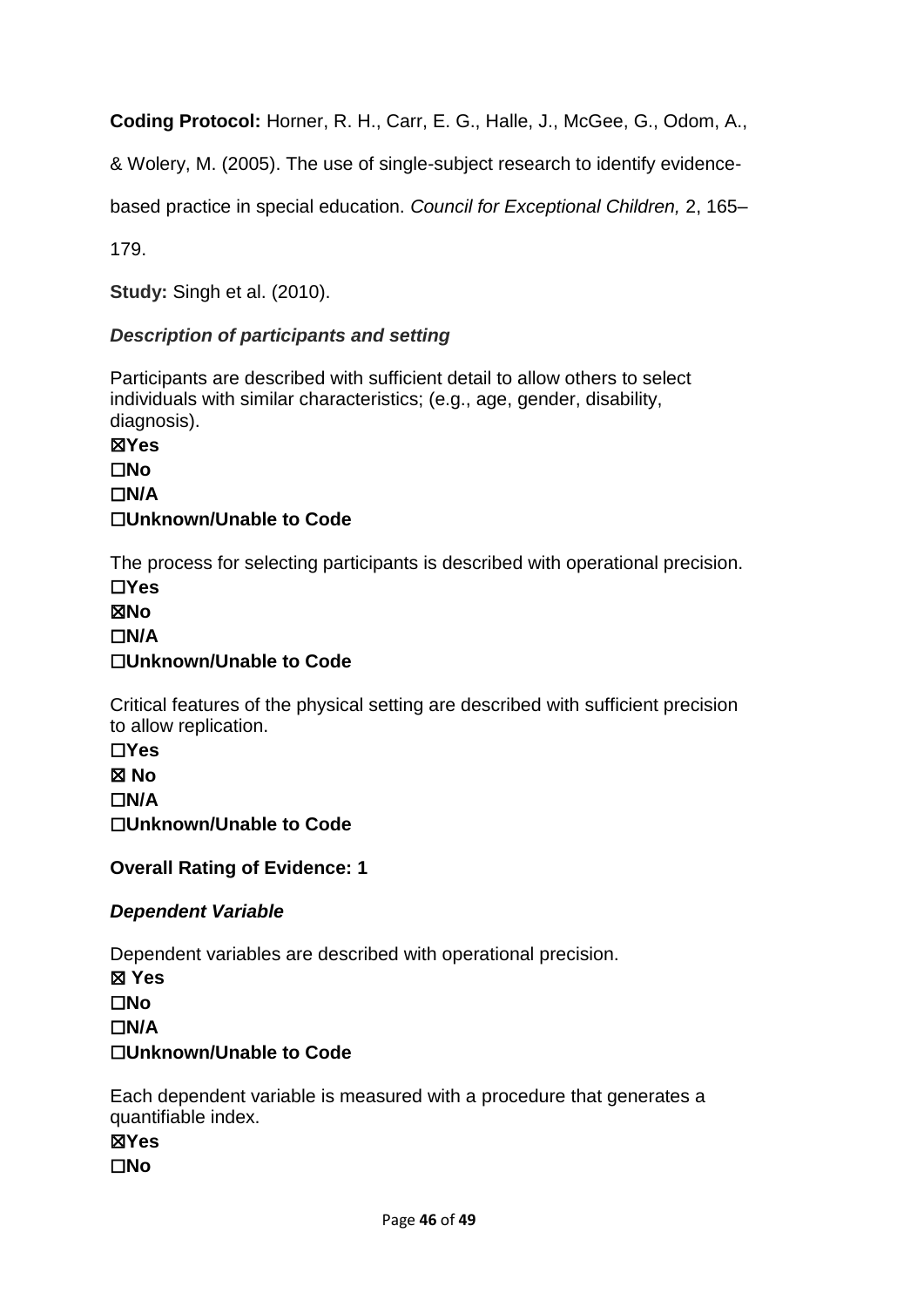**Coding Protocol:** Horner, R. H., Carr, E. G., Halle, J., McGee, G., Odom, A., & Wolery, M. (2005). The use of single-subject research to identify evidence-based practice in special education. *Council for Exceptional Children,* 2, 165–179.

**Study:** Singh et al. (2010).

***Description of participants and setting***

Participants are described with sufficient detail to allow others to select individuals with similar characteristics; (e.g., age, gender, disability, diagnosis).

☒**Yes**
☐**No**
☐**N/A**
☐**Unknown/Unable to Code**

The process for selecting participants is described with operational precision.

☐**Yes**
☒**No**
☐**N/A**
☐**Unknown/Unable to Code**

Critical features of the physical setting are described with sufficient precision to allow replication.

☐**Yes**
☒ **No**
☐**N/A**
☐**Unknown/Unable to Code**

**Overall Rating of Evidence: 1**

***Dependent Variable***

Dependent variables are described with operational precision.

☒ **Yes**
☐**No**
☐**N/A**
☐**Unknown/Unable to Code**

Each dependent variable is measured with a procedure that generates a quantifiable index.

☒**Yes**
☐**No**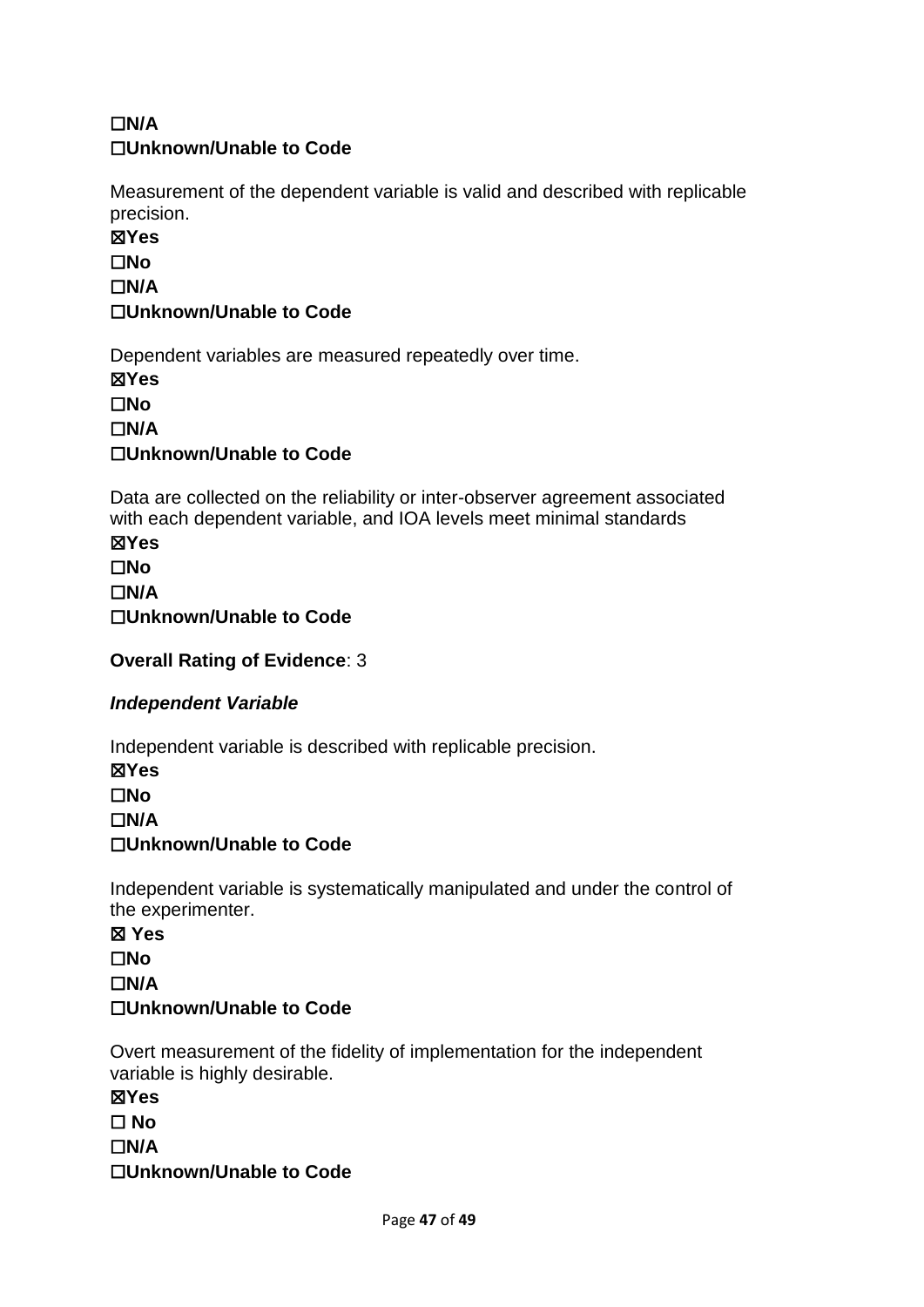**☐N/A**
**☐Unknown/Unable to Code**

Measurement of the dependent variable is valid and described with replicable precision.
**☒Yes**
**☐No**
**☐N/A**
**☐Unknown/Unable to Code**

Dependent variables are measured repeatedly over time.
**☒Yes**
**☐No**
**☐N/A**
**☐Unknown/Unable to Code**

Data are collected on the reliability or inter-observer agreement associated with each dependent variable, and IOA levels meet minimal standards
**☒Yes**
**☐No**
**☐N/A**
**☐Unknown/Unable to Code**

**Overall Rating of Evidence**: 3

***Independent Variable***

Independent variable is described with replicable precision.
**☒Yes**
**☐No**
**☐N/A**
**☐Unknown/Unable to Code**

Independent variable is systematically manipulated and under the control of the experimenter.
**☒ Yes**
**☐No**
**☐N/A**
**☐Unknown/Unable to Code**

Overt measurement of the fidelity of implementation for the independent variable is highly desirable.
**☒Yes**
**☐ No**
**☐N/A**
**☐Unknown/Unable to Code**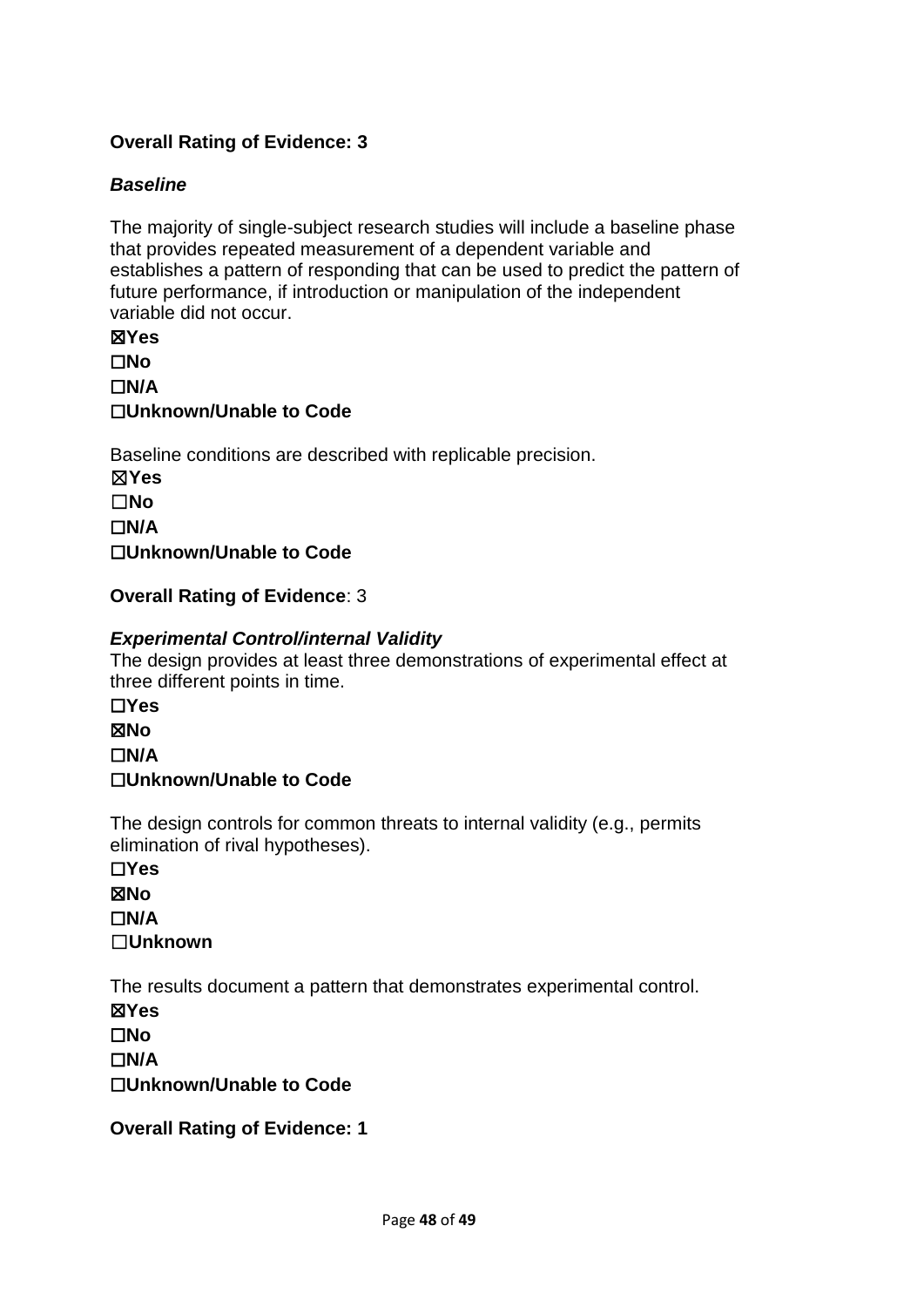**Overall Rating of Evidence: 3**

***Baseline***

The majority of single-subject research studies will include a baseline phase that provides repeated measurement of a dependent variable and establishes a pattern of responding that can be used to predict the pattern of future performance, if introduction or manipulation of the independent variable did not occur.

☒**Yes**
☐**No**
☐**N/A**
☐**Unknown/Unable to Code**

Baseline conditions are described with replicable precision.

☒**Yes**
☐**No**
☐**N/A**
☐**Unknown/Unable to Code**

**Overall Rating of Evidence**: 3

***Experimental Control/internal Validity***

The design provides at least three demonstrations of experimental effect at three different points in time.

☐**Yes**
☒**No**
☐**N/A**
☐**Unknown/Unable to Code**

The design controls for common threats to internal validity (e.g., permits elimination of rival hypotheses).

☐**Yes**
☒**No**
☐**N/A**
☐**Unknown**

The results document a pattern that demonstrates experimental control.

☒**Yes**
☐**No**
☐**N/A**
☐**Unknown/Unable to Code**

**Overall Rating of Evidence: 1**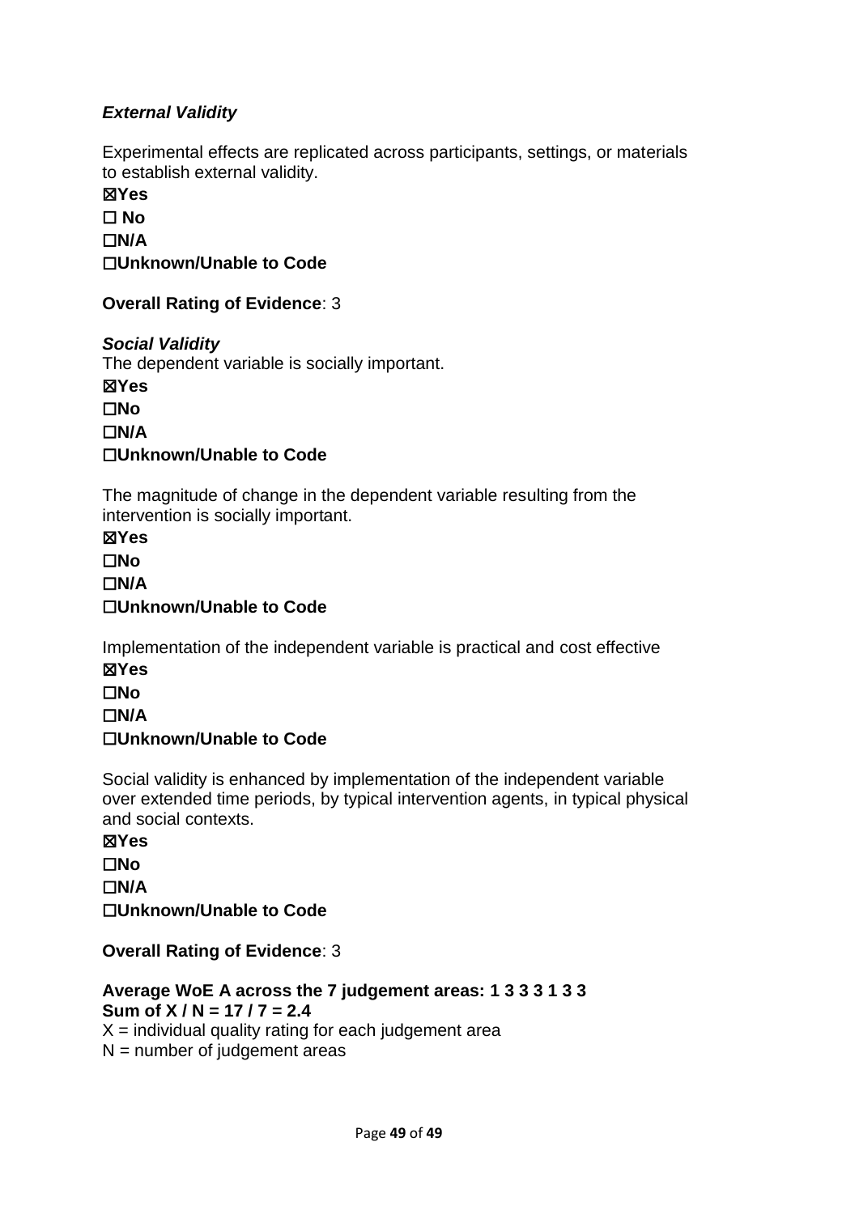***External Validity***

Experimental effects are replicated across participants, settings, or materials to establish external validity.

☒**Yes**
☐ **No**
☐**N/A**
☐**Unknown/Unable to Code**

**Overall Rating of Evidence**: 3

***Social Validity***
The dependent variable is socially important.

☒**Yes**
☐**No**
☐**N/A**
☐**Unknown/Unable to Code**

The magnitude of change in the dependent variable resulting from the intervention is socially important.

☒**Yes**
☐**No**
☐**N/A**
☐**Unknown/Unable to Code**

Implementation of the independent variable is practical and cost effective

☒**Yes**
☐**No**
☐**N/A**
☐**Unknown/Unable to Code**

Social validity is enhanced by implementation of the independent variable over extended time periods, by typical intervention agents, in typical physical and social contexts.

☒**Yes**
☐**No**
☐**N/A**
☐**Unknown/Unable to Code**

**Overall Rating of Evidence**: 3

**Average WoE A across the 7 judgement areas: 1 3 3 3 1 3 3**
**Sum of X / N = 17 / 7 = 2.4**
X = individual quality rating for each judgement area
N = number of judgement areas